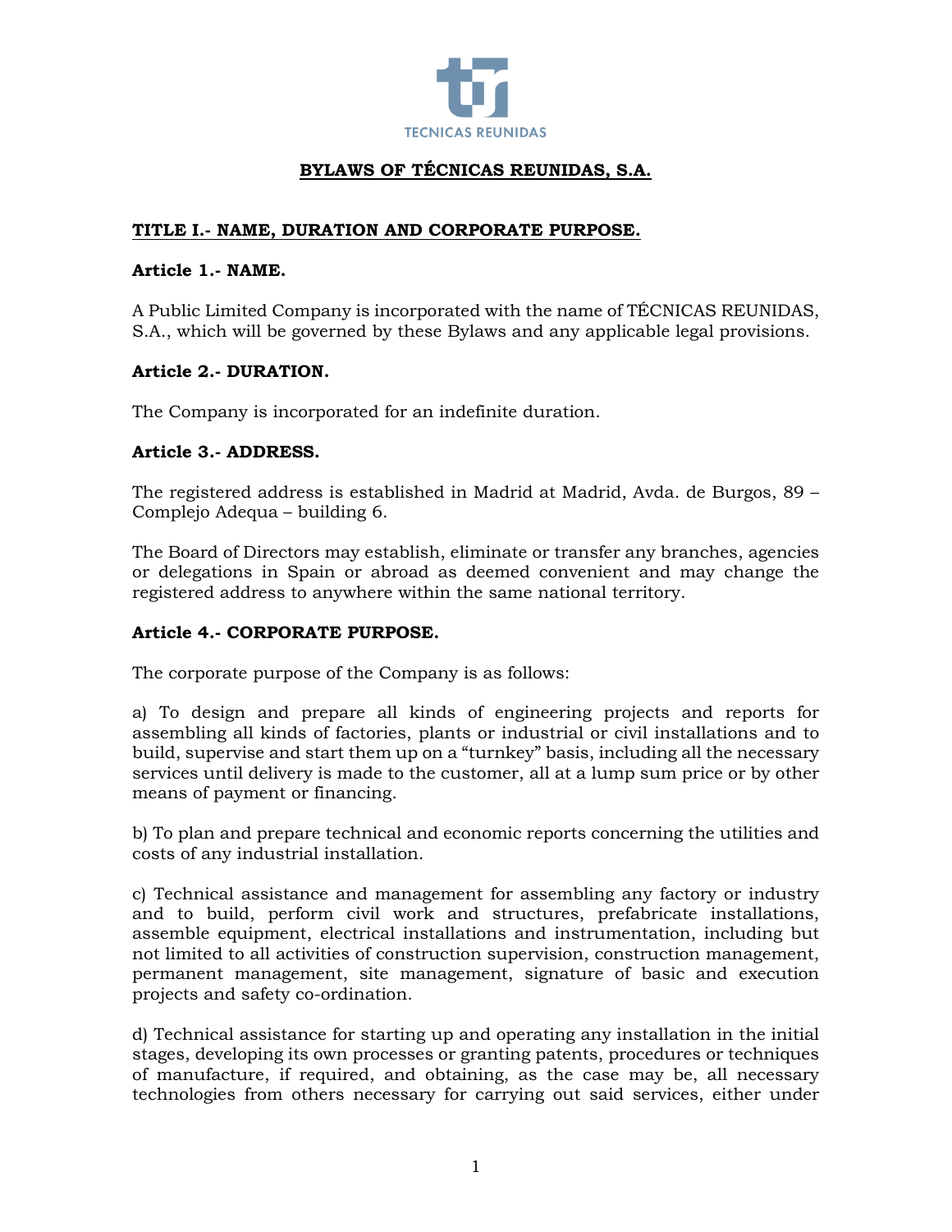# BYLAWS OF TÉCNICAS REUNIDAS, S.A.

## TITLE I.- NAME, DURATION AND CORPORATE PURPOSE.

### Article 1.- NAME.

A Public Limited Company is incorporated with the name of TÉCNICAS REUNIDAS, S.A., which will be governed by these Bylaws and any applicable legal provisions.

### Article 2.- DURATION.

The Company is incorporated for an indefinite duration.

### Article 3.- ADDRESS.

The registered address is established in Madrid at Madrid, Avda. de Burgos, 89 – Complejo Adequa – building 6.

The Board of Directors may establish, eliminate or transfer any branches, agencies or delegations in Spain or abroad as deemed convenient and may change the registered address to anywhere within the same national territory.

### Article 4.- CORPORATE PURPOSE.

The corporate purpose of the Company is as follows:

a) To design and prepare all kinds of engineering projects and reports for assembling all kinds of factories, plants or industrial or civil installations and to build, supervise and start them up on a "turnkey" basis, including all the necessary services until delivery is made to the customer, all at a lump sum price or by other means of payment or financing.

b) To plan and prepare technical and economic reports concerning the utilities and costs of any industrial installation.

c) Technical assistance and management for assembling any factory or industry and to build, perform civil work and structures, prefabricate installations, assemble equipment, electrical installations and instrumentation, including but not limited to all activities of construction supervision, construction management, permanent management, site management, signature of basic and execution projects and safety co-ordination.

d) Technical assistance for starting up and operating any installation in the initial stages, developing its own processes or granting patents, procedures or techniques of manufacture, if required, and obtaining, as the case may be, all necessary technologies from others necessary for carrying out said services, either under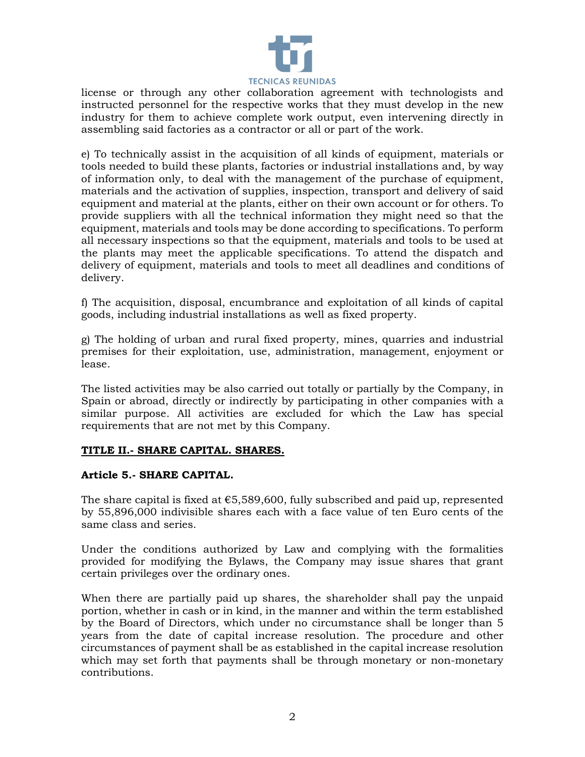license or through any other collaboration agreement with technologists and instructed personnel for the respective works that they must develop in the new industry for them to achieve complete work output, even intervening directly in assembling said factories as a contractor or all or part of the work.

e) To technically assist in the acquisition of all kinds of equipment, materials or tools needed to build these plants, factories or industrial installations and, by way of information only, to deal with the management of the purchase of equipment, materials and the activation of supplies, inspection, transport and delivery of said equipment and material at the plants, either on their own account or for others. To provide suppliers with all the technical information they might need so that the equipment, materials and tools may be done according to specifications. To perform all necessary inspections so that the equipment, materials and tools to be used at the plants may meet the applicable specifications. To attend the dispatch and delivery of equipment, materials and tools to meet all deadlines and conditions of delivery.

f) The acquisition, disposal, encumbrance and exploitation of all kinds of capital goods, including industrial installations as well as fixed property.

g) The holding of urban and rural fixed property, mines, quarries and industrial premises for their exploitation, use, administration, management, enjoyment or lease.

The listed activities may be also carried out totally or partially by the Company, in Spain or abroad, directly or indirectly by participating in other companies with a similar purpose. All activities are excluded for which the Law has special requirements that are not met by this Company.

## TITLE II.- SHARE CAPITAL. SHARES.

### Article 5.- SHARE CAPITAL.

The share capital is fixed at €5,589,600, fully subscribed and paid up, represented by 55,896,000 indivisible shares each with a face value of ten Euro cents of the same class and series.

Under the conditions authorized by Law and complying with the formalities provided for modifying the Bylaws, the Company may issue shares that grant certain privileges over the ordinary ones.

When there are partially paid up shares, the shareholder shall pay the unpaid portion, whether in cash or in kind, in the manner and within the term established by the Board of Directors, which under no circumstance shall be longer than 5 years from the date of capital increase resolution. The procedure and other circumstances of payment shall be as established in the capital increase resolution which may set forth that payments shall be through monetary or non-monetary contributions.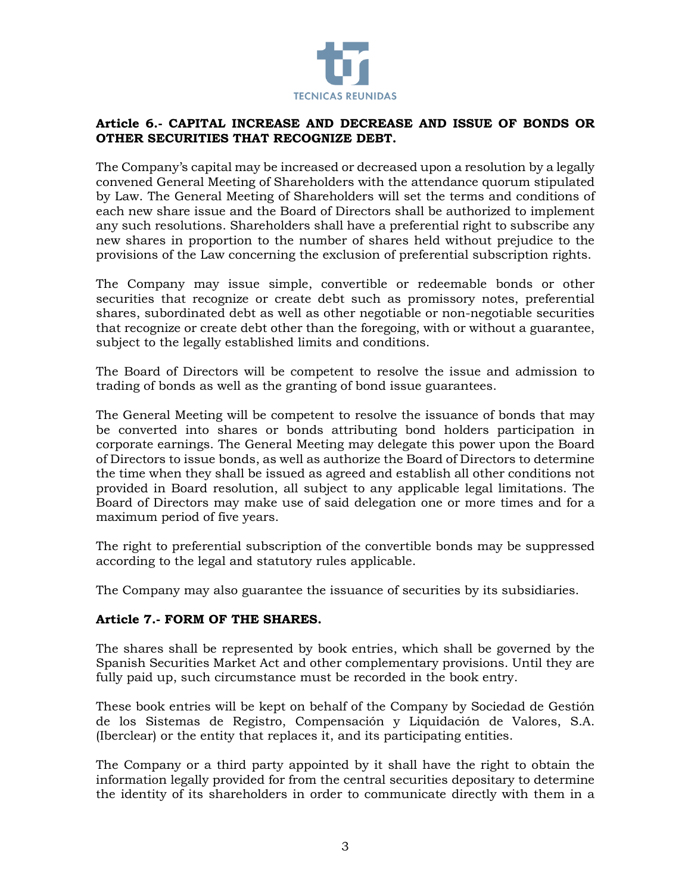**Article 6.- CAPITAL INCREASE AND DECREASE AND ISSUE OF BONDS OR OTHER SECURITIES THAT RECOGNIZE DEBT.**

The Company's capital may be increased or decreased upon a resolution by a legally convened General Meeting of Shareholders with the attendance quorum stipulated by Law. The General Meeting of Shareholders will set the terms and conditions of each new share issue and the Board of Directors shall be authorized to implement any such resolutions. Shareholders shall have a preferential right to subscribe any new shares in proportion to the number of shares held without prejudice to the provisions of the Law concerning the exclusion of preferential subscription rights.

The Company may issue simple, convertible or redeemable bonds or other securities that recognize or create debt such as promissory notes, preferential shares, subordinated debt as well as other negotiable or non-negotiable securities that recognize or create debt other than the foregoing, with or without a guarantee, subject to the legally established limits and conditions.

The Board of Directors will be competent to resolve the issue and admission to trading of bonds as well as the granting of bond issue guarantees.

The General Meeting will be competent to resolve the issuance of bonds that may be converted into shares or bonds attributing bond holders participation in corporate earnings. The General Meeting may delegate this power upon the Board of Directors to issue bonds, as well as authorize the Board of Directors to determine the time when they shall be issued as agreed and establish all other conditions not provided in Board resolution, all subject to any applicable legal limitations. The Board of Directors may make use of said delegation one or more times and for a maximum period of five years.

The right to preferential subscription of the convertible bonds may be suppressed according to the legal and statutory rules applicable.

The Company may also guarantee the issuance of securities by its subsidiaries.

**Article 7.- FORM OF THE SHARES.**

The shares shall be represented by book entries, which shall be governed by the Spanish Securities Market Act and other complementary provisions. Until they are fully paid up, such circumstance must be recorded in the book entry.

These book entries will be kept on behalf of the Company by Sociedad de Gestión de los Sistemas de Registro, Compensación y Liquidación de Valores, S.A. (Iberclear) or the entity that replaces it, and its participating entities.

The Company or a third party appointed by it shall have the right to obtain the information legally provided for from the central securities depositary to determine the identity of its shareholders in order to communicate directly with them in a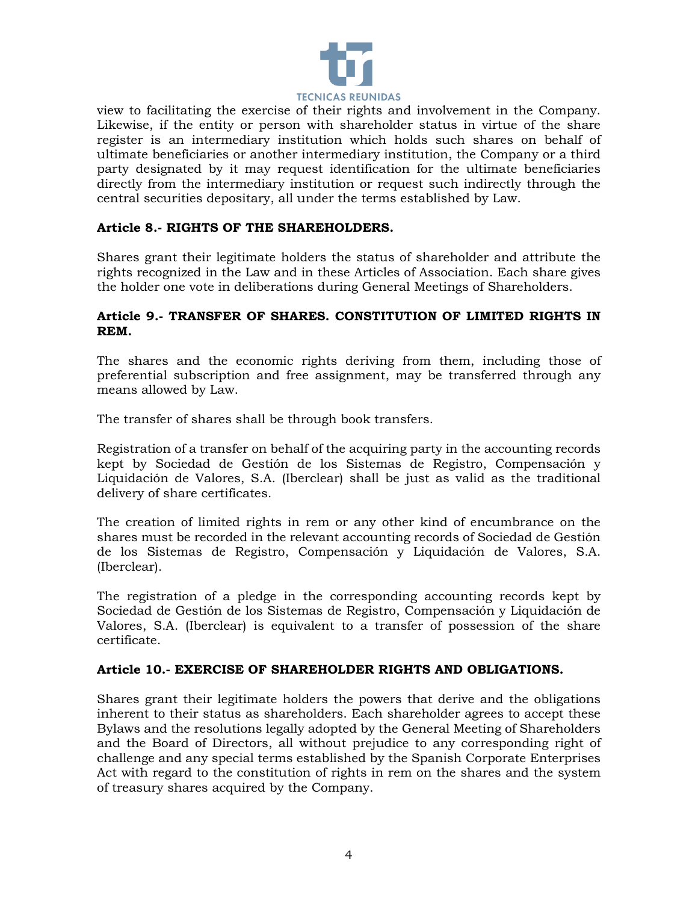view to facilitating the exercise of their rights and involvement in the Company. Likewise, if the entity or person with shareholder status in virtue of the share register is an intermediary institution which holds such shares on behalf of ultimate beneficiaries or another intermediary institution, the Company or a third party designated by it may request identification for the ultimate beneficiaries directly from the intermediary institution or request such indirectly through the central securities depositary, all under the terms established by Law.

**Article 8.- RIGHTS OF THE SHAREHOLDERS.**

Shares grant their legitimate holders the status of shareholder and attribute the rights recognized in the Law and in these Articles of Association. Each share gives the holder one vote in deliberations during General Meetings of Shareholders.

**Article 9.- TRANSFER OF SHARES. CONSTITUTION OF LIMITED RIGHTS IN REM.**

The shares and the economic rights deriving from them, including those of preferential subscription and free assignment, may be transferred through any means allowed by Law.

The transfer of shares shall be through book transfers.

Registration of a transfer on behalf of the acquiring party in the accounting records kept by Sociedad de Gestión de los Sistemas de Registro, Compensación y Liquidación de Valores, S.A. (Iberclear) shall be just as valid as the traditional delivery of share certificates.

The creation of limited rights in rem or any other kind of encumbrance on the shares must be recorded in the relevant accounting records of Sociedad de Gestión de los Sistemas de Registro, Compensación y Liquidación de Valores, S.A. (Iberclear).

The registration of a pledge in the corresponding accounting records kept by Sociedad de Gestión de los Sistemas de Registro, Compensación y Liquidación de Valores, S.A. (Iberclear) is equivalent to a transfer of possession of the share certificate.

**Article 10.- EXERCISE OF SHAREHOLDER RIGHTS AND OBLIGATIONS.**

Shares grant their legitimate holders the powers that derive and the obligations inherent to their status as shareholders. Each shareholder agrees to accept these Bylaws and the resolutions legally adopted by the General Meeting of Shareholders and the Board of Directors, all without prejudice to any corresponding right of challenge and any special terms established by the Spanish Corporate Enterprises Act with regard to the constitution of rights in rem on the shares and the system of treasury shares acquired by the Company.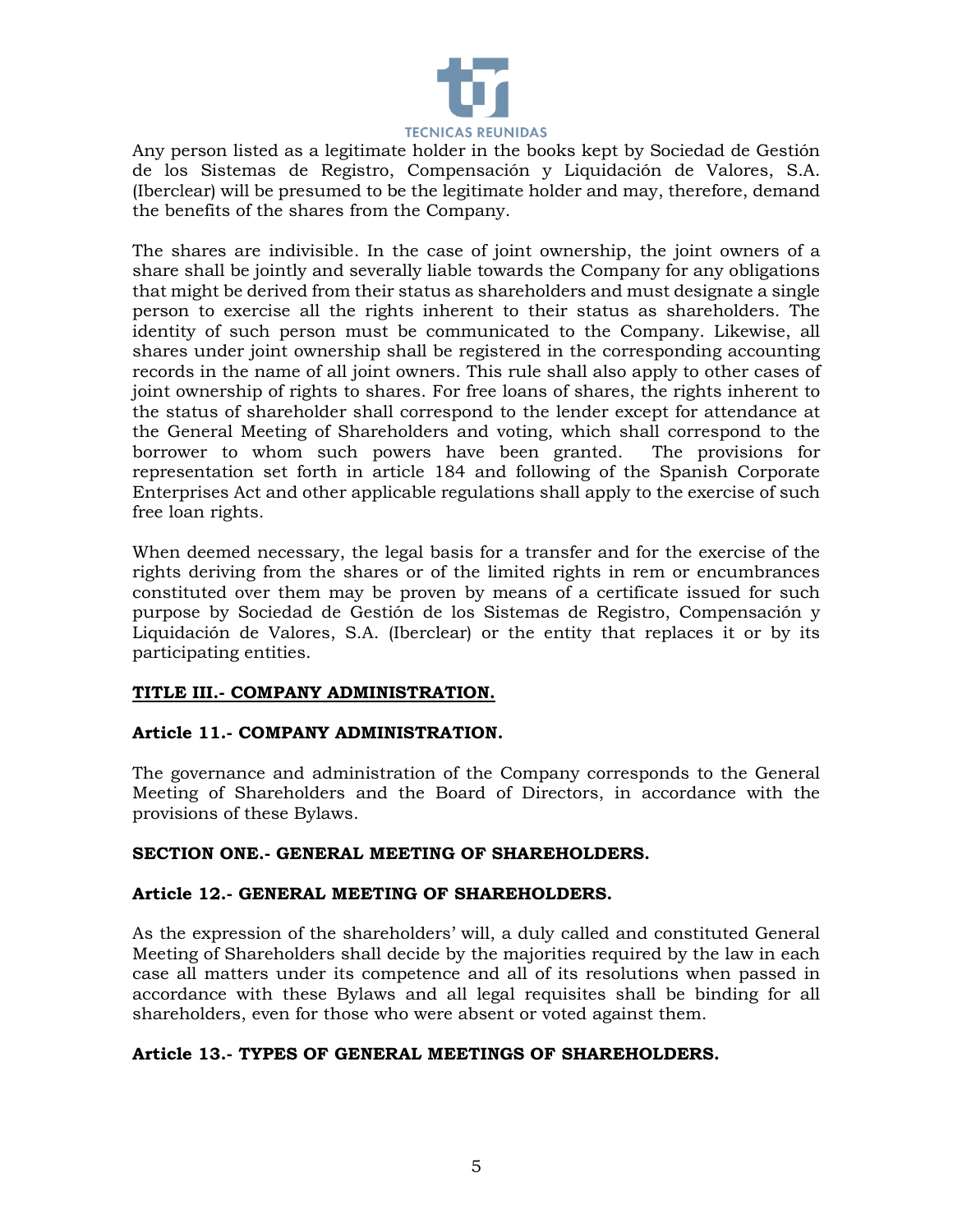Any person listed as a legitimate holder in the books kept by Sociedad de Gestión de los Sistemas de Registro, Compensación y Liquidación de Valores, S.A. (Iberclear) will be presumed to be the legitimate holder and may, therefore, demand the benefits of the shares from the Company.

The shares are indivisible. In the case of joint ownership, the joint owners of a share shall be jointly and severally liable towards the Company for any obligations that might be derived from their status as shareholders and must designate a single person to exercise all the rights inherent to their status as shareholders. The identity of such person must be communicated to the Company. Likewise, all shares under joint ownership shall be registered in the corresponding accounting records in the name of all joint owners. This rule shall also apply to other cases of joint ownership of rights to shares. For free loans of shares, the rights inherent to the status of shareholder shall correspond to the lender except for attendance at the General Meeting of Shareholders and voting, which shall correspond to the borrower to whom such powers have been granted. The provisions for representation set forth in article 184 and following of the Spanish Corporate Enterprises Act and other applicable regulations shall apply to the exercise of such free loan rights.

When deemed necessary, the legal basis for a transfer and for the exercise of the rights deriving from the shares or of the limited rights in rem or encumbrances constituted over them may be proven by means of a certificate issued for such purpose by Sociedad de Gestión de los Sistemas de Registro, Compensación y Liquidación de Valores, S.A. (Iberclear) or the entity that replaces it or by its participating entities.

## TITLE III.- COMPANY ADMINISTRATION.

### Article 11.- COMPANY ADMINISTRATION.

The governance and administration of the Company corresponds to the General Meeting of Shareholders and the Board of Directors, in accordance with the provisions of these Bylaws.

## SECTION ONE.- GENERAL MEETING OF SHAREHOLDERS.

### Article 12.- GENERAL MEETING OF SHAREHOLDERS.

As the expression of the shareholders' will, a duly called and constituted General Meeting of Shareholders shall decide by the majorities required by the law in each case all matters under its competence and all of its resolutions when passed in accordance with these Bylaws and all legal requisites shall be binding for all shareholders, even for those who were absent or voted against them.

### Article 13.- TYPES OF GENERAL MEETINGS OF SHAREHOLDERS.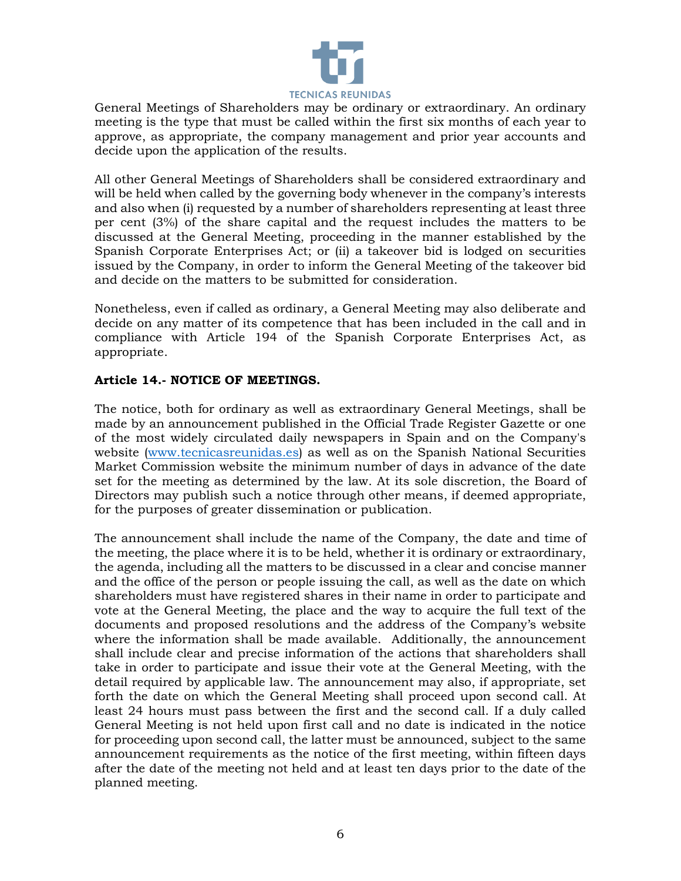General Meetings of Shareholders may be ordinary or extraordinary. An ordinary meeting is the type that must be called within the first six months of each year to approve, as appropriate, the company management and prior year accounts and decide upon the application of the results.

All other General Meetings of Shareholders shall be considered extraordinary and will be held when called by the governing body whenever in the company's interests and also when (i) requested by a number of shareholders representing at least three per cent (3%) of the share capital and the request includes the matters to be discussed at the General Meeting, proceeding in the manner established by the Spanish Corporate Enterprises Act; or (ii) a takeover bid is lodged on securities issued by the Company, in order to inform the General Meeting of the takeover bid and decide on the matters to be submitted for consideration.

Nonetheless, even if called as ordinary, a General Meeting may also deliberate and decide on any matter of its competence that has been included in the call and in compliance with Article 194 of the Spanish Corporate Enterprises Act, as appropriate.

**Article 14.- NOTICE OF MEETINGS.**

The notice, both for ordinary as well as extraordinary General Meetings, shall be made by an announcement published in the Official Trade Register Gazette or one of the most widely circulated daily newspapers in Spain and on the Company's website (www.tecnicasreunidas.es) as well as on the Spanish National Securities Market Commission website the minimum number of days in advance of the date set for the meeting as determined by the law. At its sole discretion, the Board of Directors may publish such a notice through other means, if deemed appropriate, for the purposes of greater dissemination or publication.

The announcement shall include the name of the Company, the date and time of the meeting, the place where it is to be held, whether it is ordinary or extraordinary, the agenda, including all the matters to be discussed in a clear and concise manner and the office of the person or people issuing the call, as well as the date on which shareholders must have registered shares in their name in order to participate and vote at the General Meeting, the place and the way to acquire the full text of the documents and proposed resolutions and the address of the Company's website where the information shall be made available. Additionally, the announcement shall include clear and precise information of the actions that shareholders shall take in order to participate and issue their vote at the General Meeting, with the detail required by applicable law. The announcement may also, if appropriate, set forth the date on which the General Meeting shall proceed upon second call. At least 24 hours must pass between the first and the second call. If a duly called General Meeting is not held upon first call and no date is indicated in the notice for proceeding upon second call, the latter must be announced, subject to the same announcement requirements as the notice of the first meeting, within fifteen days after the date of the meeting not held and at least ten days prior to the date of the planned meeting.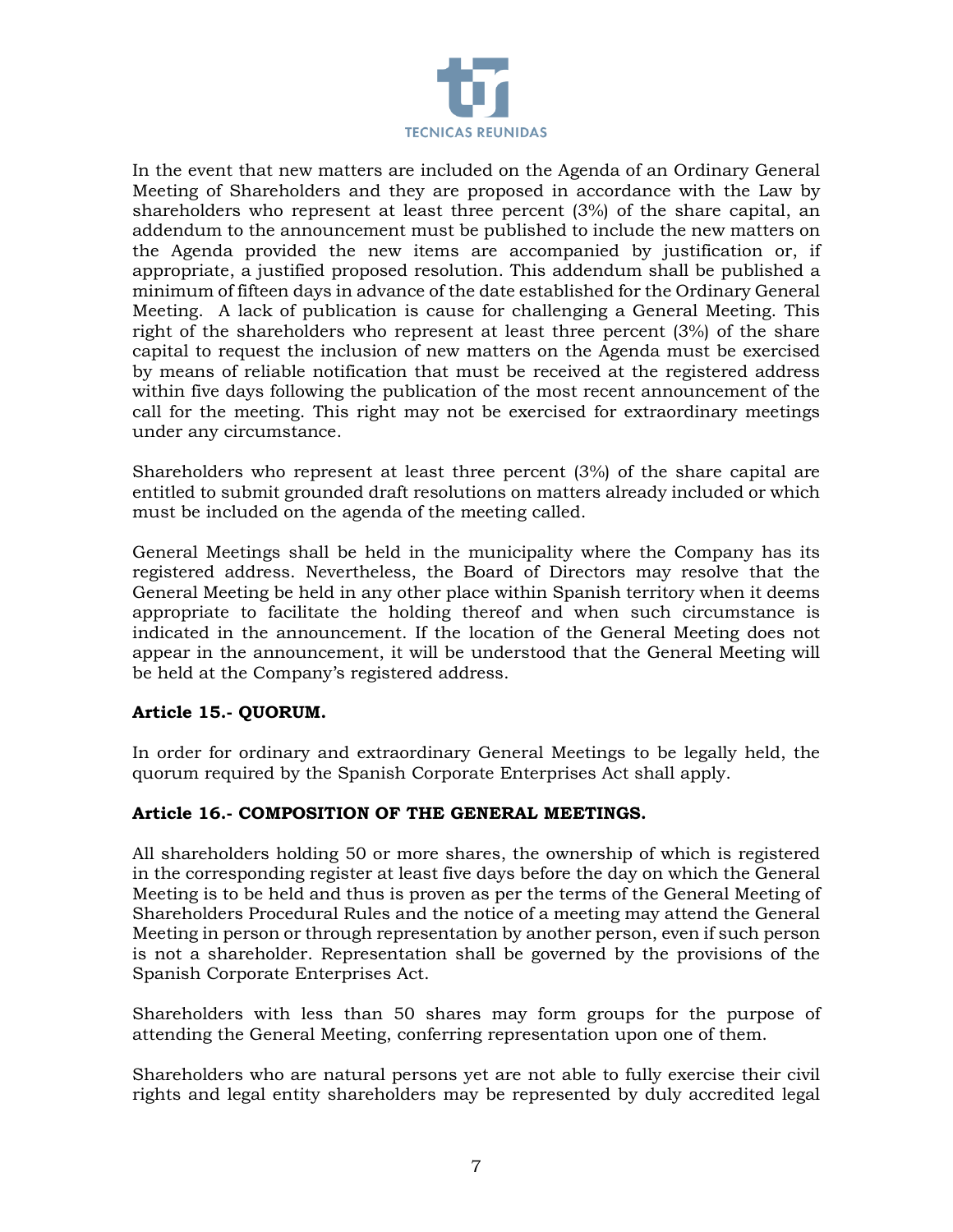In the event that new matters are included on the Agenda of an Ordinary General Meeting of Shareholders and they are proposed in accordance with the Law by shareholders who represent at least three percent (3%) of the share capital, an addendum to the announcement must be published to include the new matters on the Agenda provided the new items are accompanied by justification or, if appropriate, a justified proposed resolution. This addendum shall be published a minimum of fifteen days in advance of the date established for the Ordinary General Meeting. A lack of publication is cause for challenging a General Meeting. This right of the shareholders who represent at least three percent (3%) of the share capital to request the inclusion of new matters on the Agenda must be exercised by means of reliable notification that must be received at the registered address within five days following the publication of the most recent announcement of the call for the meeting. This right may not be exercised for extraordinary meetings under any circumstance.

Shareholders who represent at least three percent (3%) of the share capital are entitled to submit grounded draft resolutions on matters already included or which must be included on the agenda of the meeting called.

General Meetings shall be held in the municipality where the Company has its registered address. Nevertheless, the Board of Directors may resolve that the General Meeting be held in any other place within Spanish territory when it deems appropriate to facilitate the holding thereof and when such circumstance is indicated in the announcement. If the location of the General Meeting does not appear in the announcement, it will be understood that the General Meeting will be held at the Company's registered address.

**Article 15.- QUORUM.**

In order for ordinary and extraordinary General Meetings to be legally held, the quorum required by the Spanish Corporate Enterprises Act shall apply.

**Article 16.- COMPOSITION OF THE GENERAL MEETINGS.**

All shareholders holding 50 or more shares, the ownership of which is registered in the corresponding register at least five days before the day on which the General Meeting is to be held and thus is proven as per the terms of the General Meeting of Shareholders Procedural Rules and the notice of a meeting may attend the General Meeting in person or through representation by another person, even if such person is not a shareholder. Representation shall be governed by the provisions of the Spanish Corporate Enterprises Act.

Shareholders with less than 50 shares may form groups for the purpose of attending the General Meeting, conferring representation upon one of them.

Shareholders who are natural persons yet are not able to fully exercise their civil rights and legal entity shareholders may be represented by duly accredited legal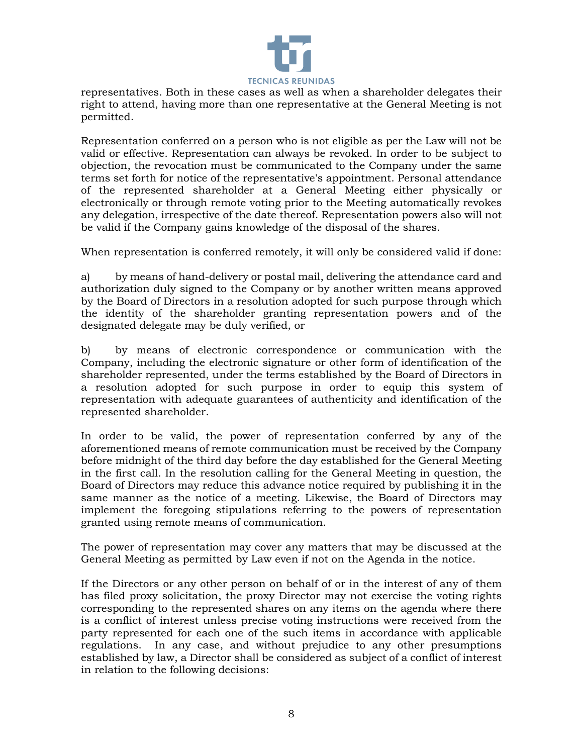representatives. Both in these cases as well as when a shareholder delegates their right to attend, having more than one representative at the General Meeting is not permitted.

Representation conferred on a person who is not eligible as per the Law will not be valid or effective. Representation can always be revoked. In order to be subject to objection, the revocation must be communicated to the Company under the same terms set forth for notice of the representative's appointment. Personal attendance of the represented shareholder at a General Meeting either physically or electronically or through remote voting prior to the Meeting automatically revokes any delegation, irrespective of the date thereof. Representation powers also will not be valid if the Company gains knowledge of the disposal of the shares.

When representation is conferred remotely, it will only be considered valid if done:

a) by means of hand-delivery or postal mail, delivering the attendance card and authorization duly signed to the Company or by another written means approved by the Board of Directors in a resolution adopted for such purpose through which the identity of the shareholder granting representation powers and of the designated delegate may be duly verified, or

b) by means of electronic correspondence or communication with the Company, including the electronic signature or other form of identification of the shareholder represented, under the terms established by the Board of Directors in a resolution adopted for such purpose in order to equip this system of representation with adequate guarantees of authenticity and identification of the represented shareholder.

In order to be valid, the power of representation conferred by any of the aforementioned means of remote communication must be received by the Company before midnight of the third day before the day established for the General Meeting in the first call. In the resolution calling for the General Meeting in question, the Board of Directors may reduce this advance notice required by publishing it in the same manner as the notice of a meeting. Likewise, the Board of Directors may implement the foregoing stipulations referring to the powers of representation granted using remote means of communication.

The power of representation may cover any matters that may be discussed at the General Meeting as permitted by Law even if not on the Agenda in the notice.

If the Directors or any other person on behalf of or in the interest of any of them has filed proxy solicitation, the proxy Director may not exercise the voting rights corresponding to the represented shares on any items on the agenda where there is a conflict of interest unless precise voting instructions were received from the party represented for each one of the such items in accordance with applicable regulations. In any case, and without prejudice to any other presumptions established by law, a Director shall be considered as subject of a conflict of interest in relation to the following decisions: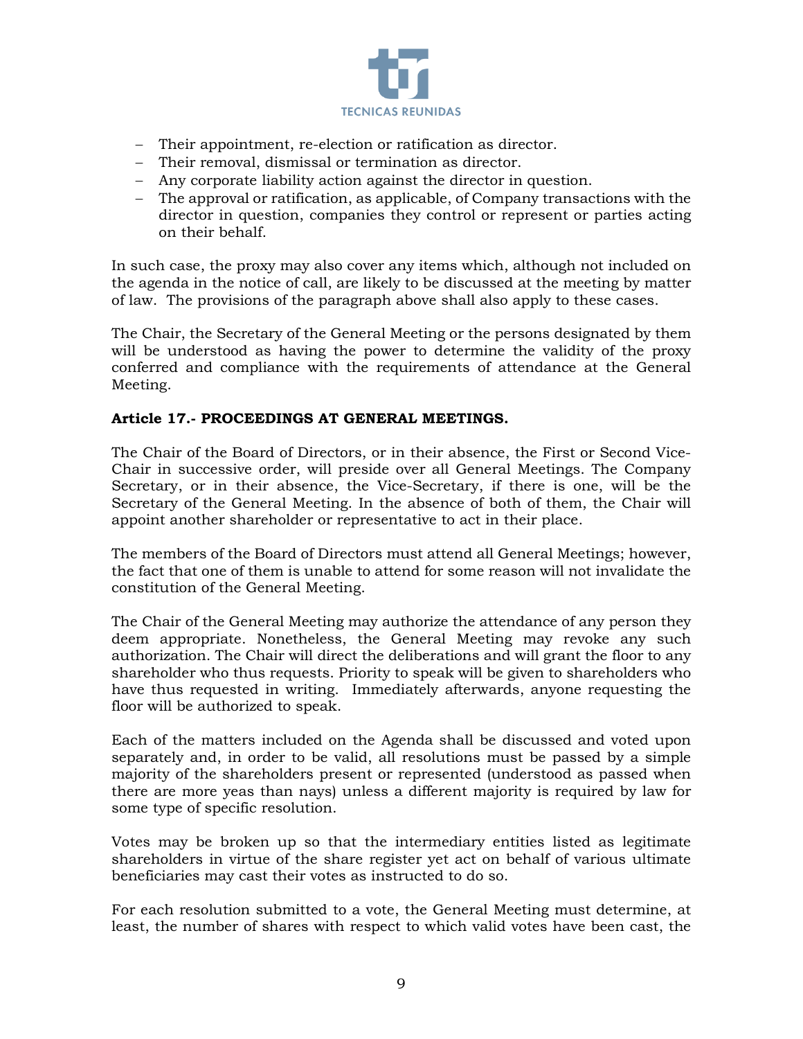- Their appointment, re-election or ratification as director.
- Their removal, dismissal or termination as director.
- Any corporate liability action against the director in question.
- The approval or ratification, as applicable, of Company transactions with the director in question, companies they control or represent or parties acting on their behalf.

In such case, the proxy may also cover any items which, although not included on the agenda in the notice of call, are likely to be discussed at the meeting by matter of law. The provisions of the paragraph above shall also apply to these cases.

The Chair, the Secretary of the General Meeting or the persons designated by them will be understood as having the power to determine the validity of the proxy conferred and compliance with the requirements of attendance at the General Meeting.

**Article 17.- PROCEEDINGS AT GENERAL MEETINGS.**

The Chair of the Board of Directors, or in their absence, the First or Second Vice-Chair in successive order, will preside over all General Meetings. The Company Secretary, or in their absence, the Vice-Secretary, if there is one, will be the Secretary of the General Meeting. In the absence of both of them, the Chair will appoint another shareholder or representative to act in their place.

The members of the Board of Directors must attend all General Meetings; however, the fact that one of them is unable to attend for some reason will not invalidate the constitution of the General Meeting.

The Chair of the General Meeting may authorize the attendance of any person they deem appropriate. Nonetheless, the General Meeting may revoke any such authorization. The Chair will direct the deliberations and will grant the floor to any shareholder who thus requests. Priority to speak will be given to shareholders who have thus requested in writing. Immediately afterwards, anyone requesting the floor will be authorized to speak.

Each of the matters included on the Agenda shall be discussed and voted upon separately and, in order to be valid, all resolutions must be passed by a simple majority of the shareholders present or represented (understood as passed when there are more yeas than nays) unless a different majority is required by law for some type of specific resolution.

Votes may be broken up so that the intermediary entities listed as legitimate shareholders in virtue of the share register yet act on behalf of various ultimate beneficiaries may cast their votes as instructed to do so.

For each resolution submitted to a vote, the General Meeting must determine, at least, the number of shares with respect to which valid votes have been cast, the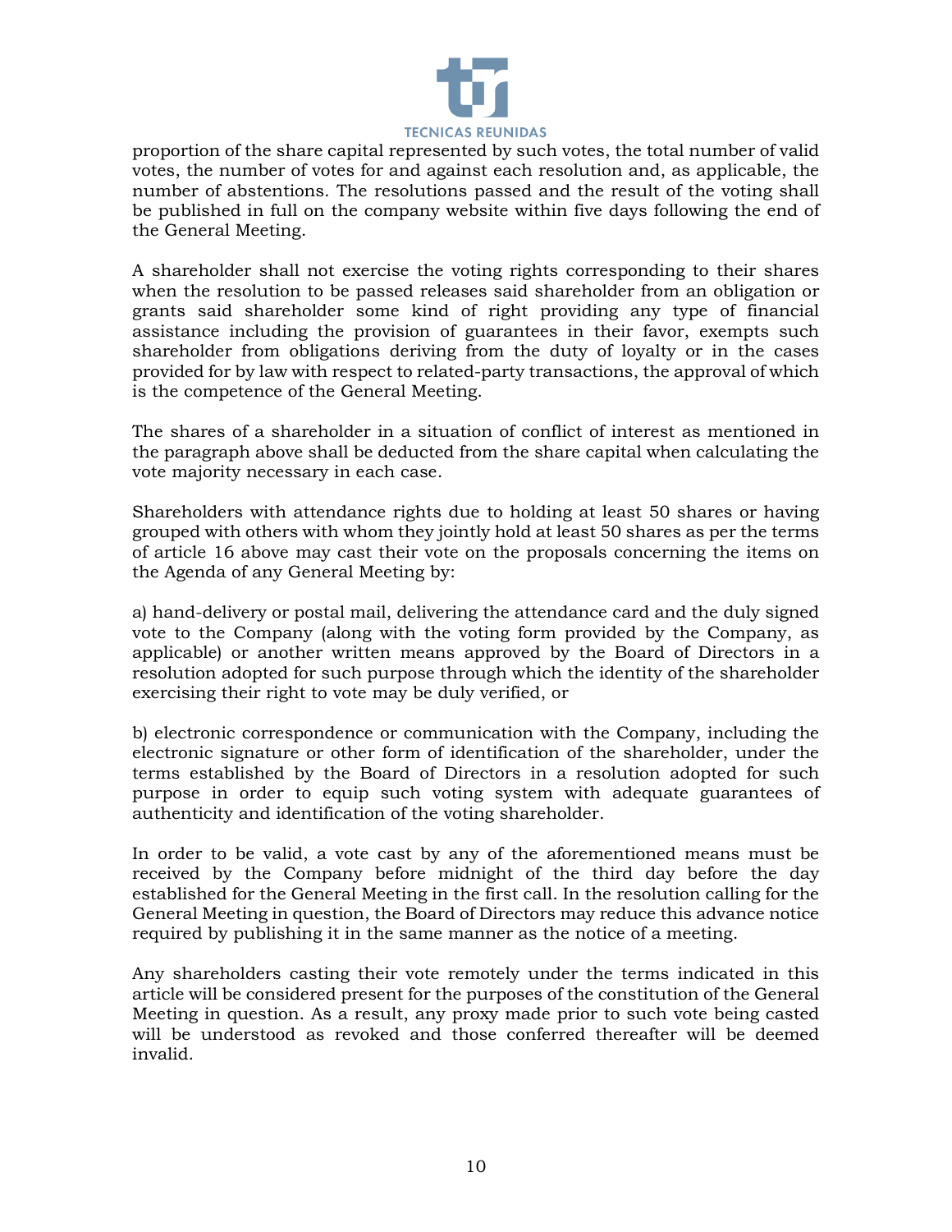proportion of the share capital represented by such votes, the total number of valid votes, the number of votes for and against each resolution and, as applicable, the number of abstentions. The resolutions passed and the result of the voting shall be published in full on the company website within five days following the end of the General Meeting.

A shareholder shall not exercise the voting rights corresponding to their shares when the resolution to be passed releases said shareholder from an obligation or grants said shareholder some kind of right providing any type of financial assistance including the provision of guarantees in their favor, exempts such shareholder from obligations deriving from the duty of loyalty or in the cases provided for by law with respect to related-party transactions, the approval of which is the competence of the General Meeting.

The shares of a shareholder in a situation of conflict of interest as mentioned in the paragraph above shall be deducted from the share capital when calculating the vote majority necessary in each case.

Shareholders with attendance rights due to holding at least 50 shares or having grouped with others with whom they jointly hold at least 50 shares as per the terms of article 16 above may cast their vote on the proposals concerning the items on the Agenda of any General Meeting by:

a) hand-delivery or postal mail, delivering the attendance card and the duly signed vote to the Company (along with the voting form provided by the Company, as applicable) or another written means approved by the Board of Directors in a resolution adopted for such purpose through which the identity of the shareholder exercising their right to vote may be duly verified, or

b) electronic correspondence or communication with the Company, including the electronic signature or other form of identification of the shareholder, under the terms established by the Board of Directors in a resolution adopted for such purpose in order to equip such voting system with adequate guarantees of authenticity and identification of the voting shareholder.

In order to be valid, a vote cast by any of the aforementioned means must be received by the Company before midnight of the third day before the day established for the General Meeting in the first call. In the resolution calling for the General Meeting in question, the Board of Directors may reduce this advance notice required by publishing it in the same manner as the notice of a meeting.

Any shareholders casting their vote remotely under the terms indicated in this article will be considered present for the purposes of the constitution of the General Meeting in question. As a result, any proxy made prior to such vote being casted will be understood as revoked and those conferred thereafter will be deemed invalid.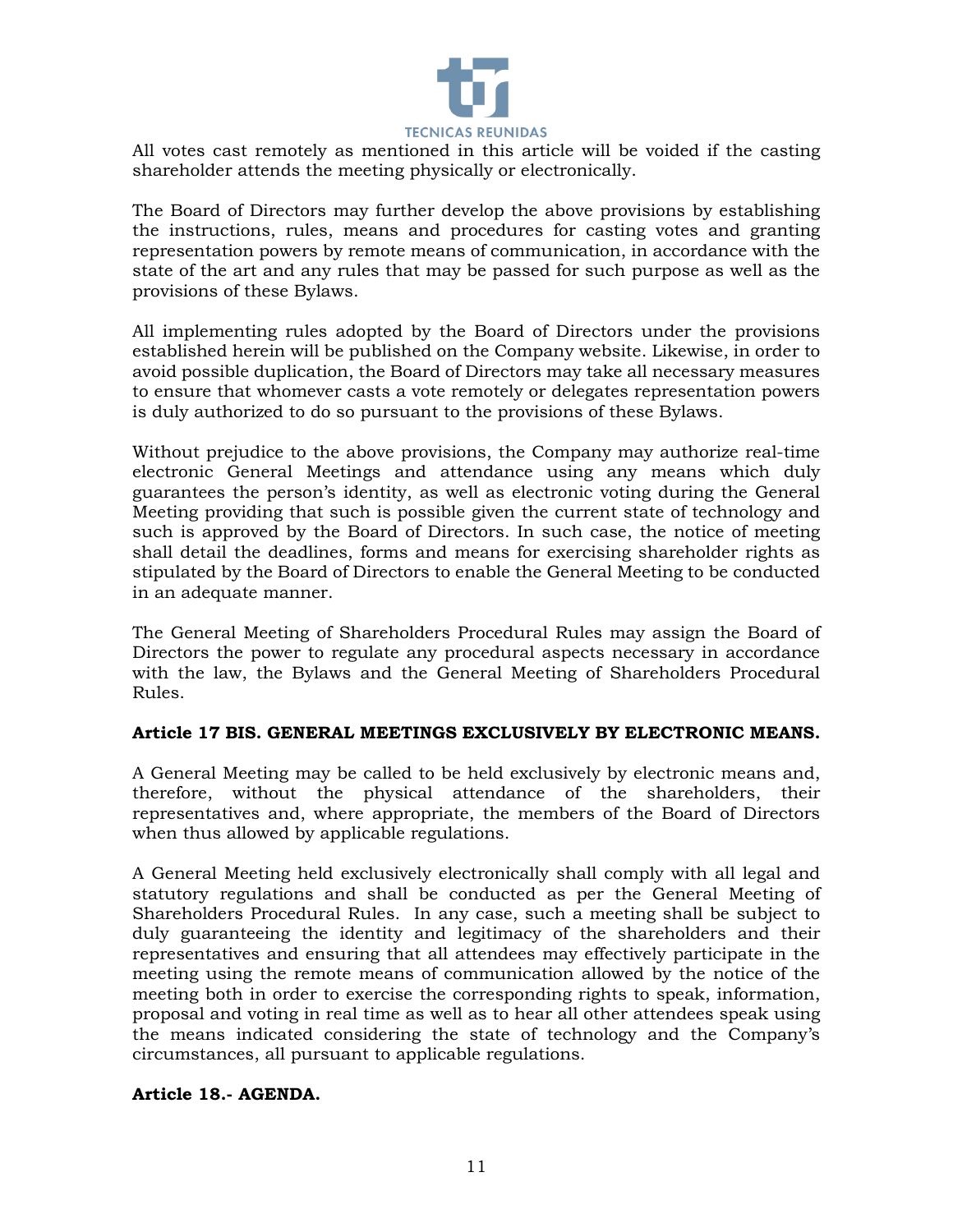All votes cast remotely as mentioned in this article will be voided if the casting shareholder attends the meeting physically or electronically.

The Board of Directors may further develop the above provisions by establishing the instructions, rules, means and procedures for casting votes and granting representation powers by remote means of communication, in accordance with the state of the art and any rules that may be passed for such purpose as well as the provisions of these Bylaws.

All implementing rules adopted by the Board of Directors under the provisions established herein will be published on the Company website. Likewise, in order to avoid possible duplication, the Board of Directors may take all necessary measures to ensure that whomever casts a vote remotely or delegates representation powers is duly authorized to do so pursuant to the provisions of these Bylaws.

Without prejudice to the above provisions, the Company may authorize real-time electronic General Meetings and attendance using any means which duly guarantees the person's identity, as well as electronic voting during the General Meeting providing that such is possible given the current state of technology and such is approved by the Board of Directors. In such case, the notice of meeting shall detail the deadlines, forms and means for exercising shareholder rights as stipulated by the Board of Directors to enable the General Meeting to be conducted in an adequate manner.

The General Meeting of Shareholders Procedural Rules may assign the Board of Directors the power to regulate any procedural aspects necessary in accordance with the law, the Bylaws and the General Meeting of Shareholders Procedural Rules.

**Article 17 BIS. GENERAL MEETINGS EXCLUSIVELY BY ELECTRONIC MEANS.**

A General Meeting may be called to be held exclusively by electronic means and, therefore, without the physical attendance of the shareholders, their representatives and, where appropriate, the members of the Board of Directors when thus allowed by applicable regulations.

A General Meeting held exclusively electronically shall comply with all legal and statutory regulations and shall be conducted as per the General Meeting of Shareholders Procedural Rules. In any case, such a meeting shall be subject to duly guaranteeing the identity and legitimacy of the shareholders and their representatives and ensuring that all attendees may effectively participate in the meeting using the remote means of communication allowed by the notice of the meeting both in order to exercise the corresponding rights to speak, information, proposal and voting in real time as well as to hear all other attendees speak using the means indicated considering the state of technology and the Company's circumstances, all pursuant to applicable regulations.

**Article 18.- AGENDA.**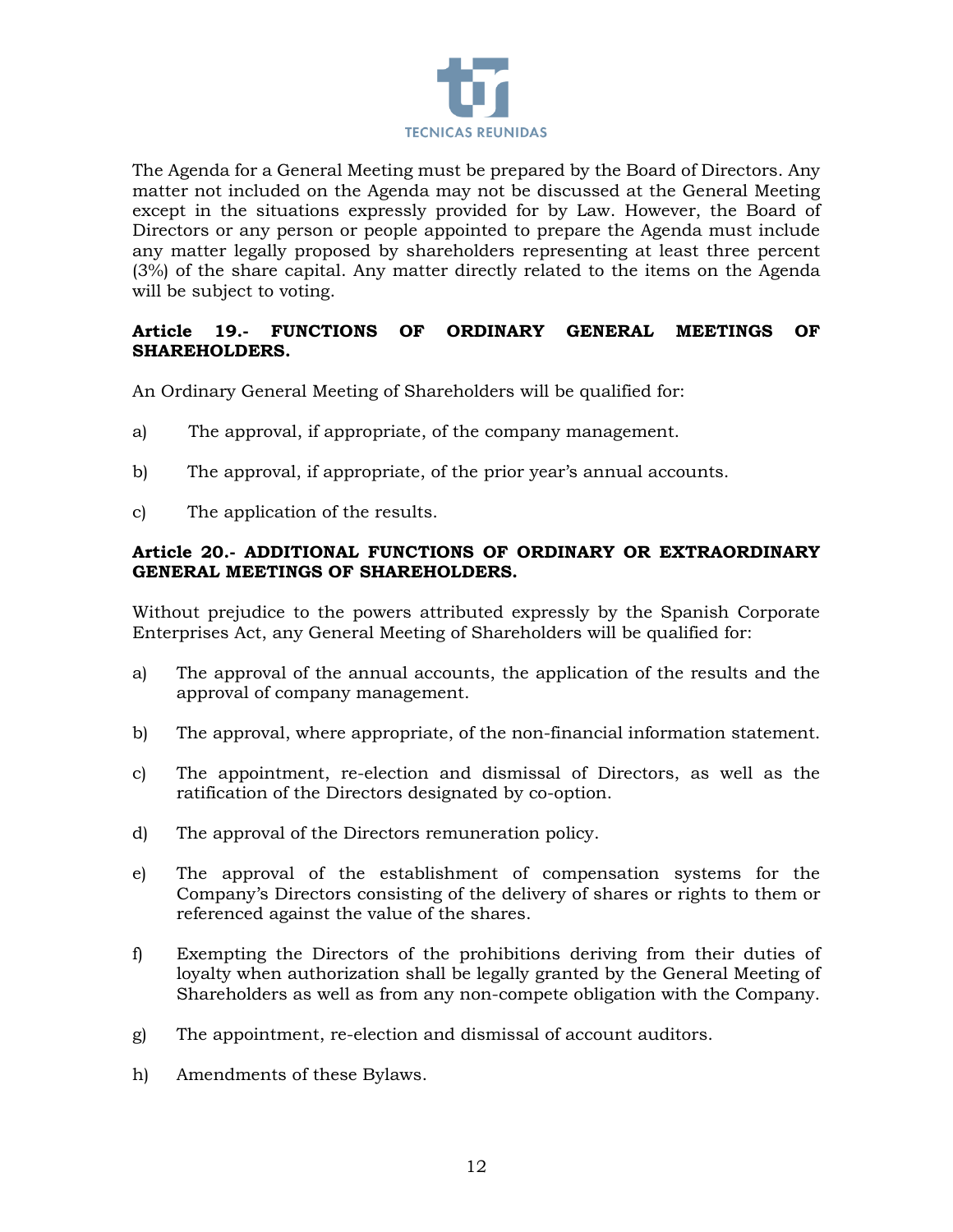The Agenda for a General Meeting must be prepared by the Board of Directors. Any matter not included on the Agenda may not be discussed at the General Meeting except in the situations expressly provided for by Law. However, the Board of Directors or any person or people appointed to prepare the Agenda must include any matter legally proposed by shareholders representing at least three percent (3%) of the share capital. Any matter directly related to the items on the Agenda will be subject to voting.

**Article 19.- FUNCTIONS OF ORDINARY GENERAL MEETINGS OF SHAREHOLDERS.**

An Ordinary General Meeting of Shareholders will be qualified for:

a) The approval, if appropriate, of the company management.

b) The approval, if appropriate, of the prior year's annual accounts.

c) The application of the results.

**Article 20.- ADDITIONAL FUNCTIONS OF ORDINARY OR EXTRAORDINARY GENERAL MEETINGS OF SHAREHOLDERS.**

Without prejudice to the powers attributed expressly by the Spanish Corporate Enterprises Act, any General Meeting of Shareholders will be qualified for:

a) The approval of the annual accounts, the application of the results and the approval of company management.

b) The approval, where appropriate, of the non-financial information statement.

c) The appointment, re-election and dismissal of Directors, as well as the ratification of the Directors designated by co-option.

d) The approval of the Directors remuneration policy.

e) The approval of the establishment of compensation systems for the Company's Directors consisting of the delivery of shares or rights to them or referenced against the value of the shares.

f) Exempting the Directors of the prohibitions deriving from their duties of loyalty when authorization shall be legally granted by the General Meeting of Shareholders as well as from any non-compete obligation with the Company.

g) The appointment, re-election and dismissal of account auditors.

h) Amendments of these Bylaws.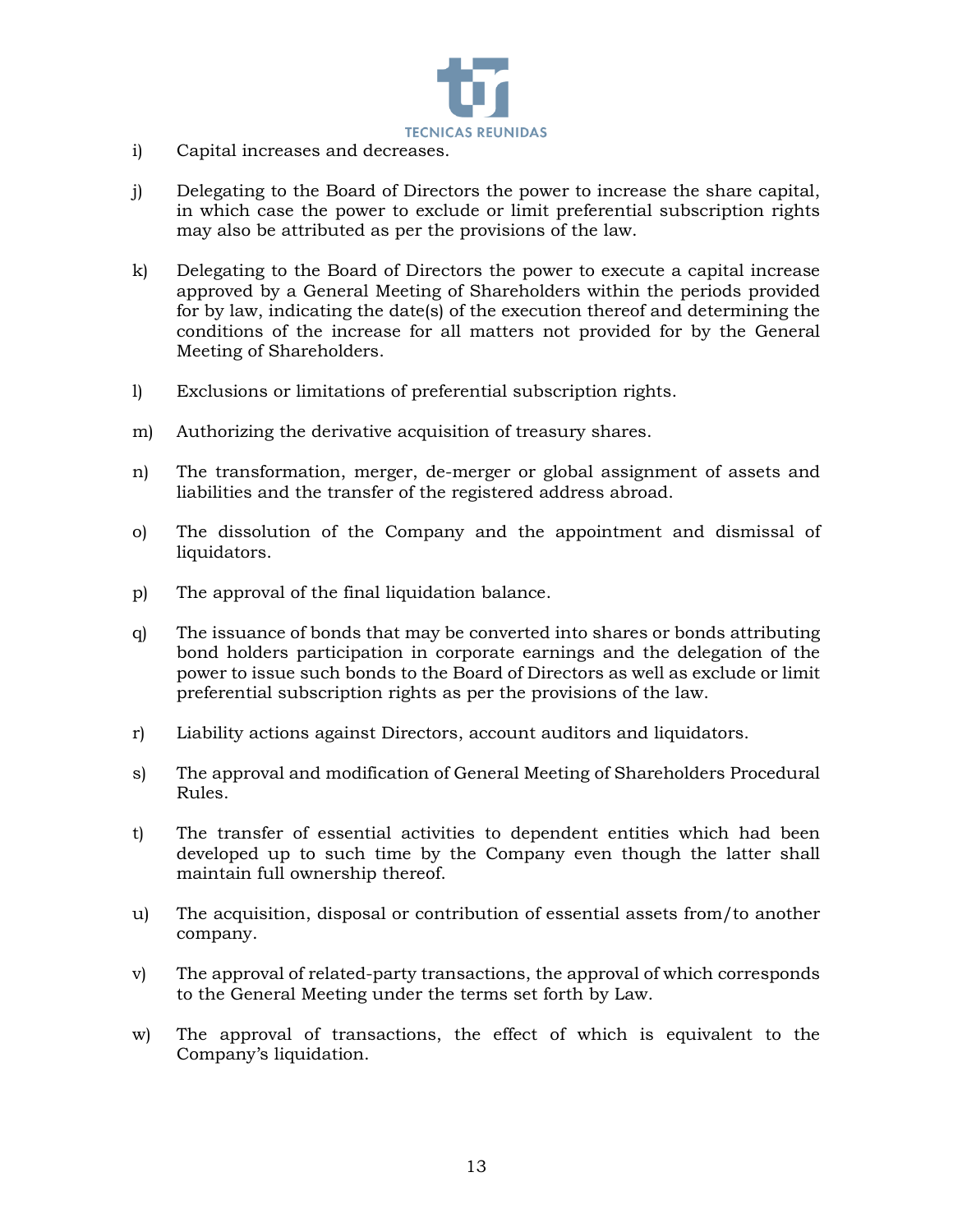i) Capital increases and decreases.

j) Delegating to the Board of Directors the power to increase the share capital, in which case the power to exclude or limit preferential subscription rights may also be attributed as per the provisions of the law.

k) Delegating to the Board of Directors the power to execute a capital increase approved by a General Meeting of Shareholders within the periods provided for by law, indicating the date(s) of the execution thereof and determining the conditions of the increase for all matters not provided for by the General Meeting of Shareholders.

l) Exclusions or limitations of preferential subscription rights.

m) Authorizing the derivative acquisition of treasury shares.

n) The transformation, merger, de-merger or global assignment of assets and liabilities and the transfer of the registered address abroad.

o) The dissolution of the Company and the appointment and dismissal of liquidators.

p) The approval of the final liquidation balance.

q) The issuance of bonds that may be converted into shares or bonds attributing bond holders participation in corporate earnings and the delegation of the power to issue such bonds to the Board of Directors as well as exclude or limit preferential subscription rights as per the provisions of the law.

r) Liability actions against Directors, account auditors and liquidators.

s) The approval and modification of General Meeting of Shareholders Procedural Rules.

t) The transfer of essential activities to dependent entities which had been developed up to such time by the Company even though the latter shall maintain full ownership thereof.

u) The acquisition, disposal or contribution of essential assets from/to another company.

v) The approval of related-party transactions, the approval of which corresponds to the General Meeting under the terms set forth by Law.

w) The approval of transactions, the effect of which is equivalent to the Company's liquidation.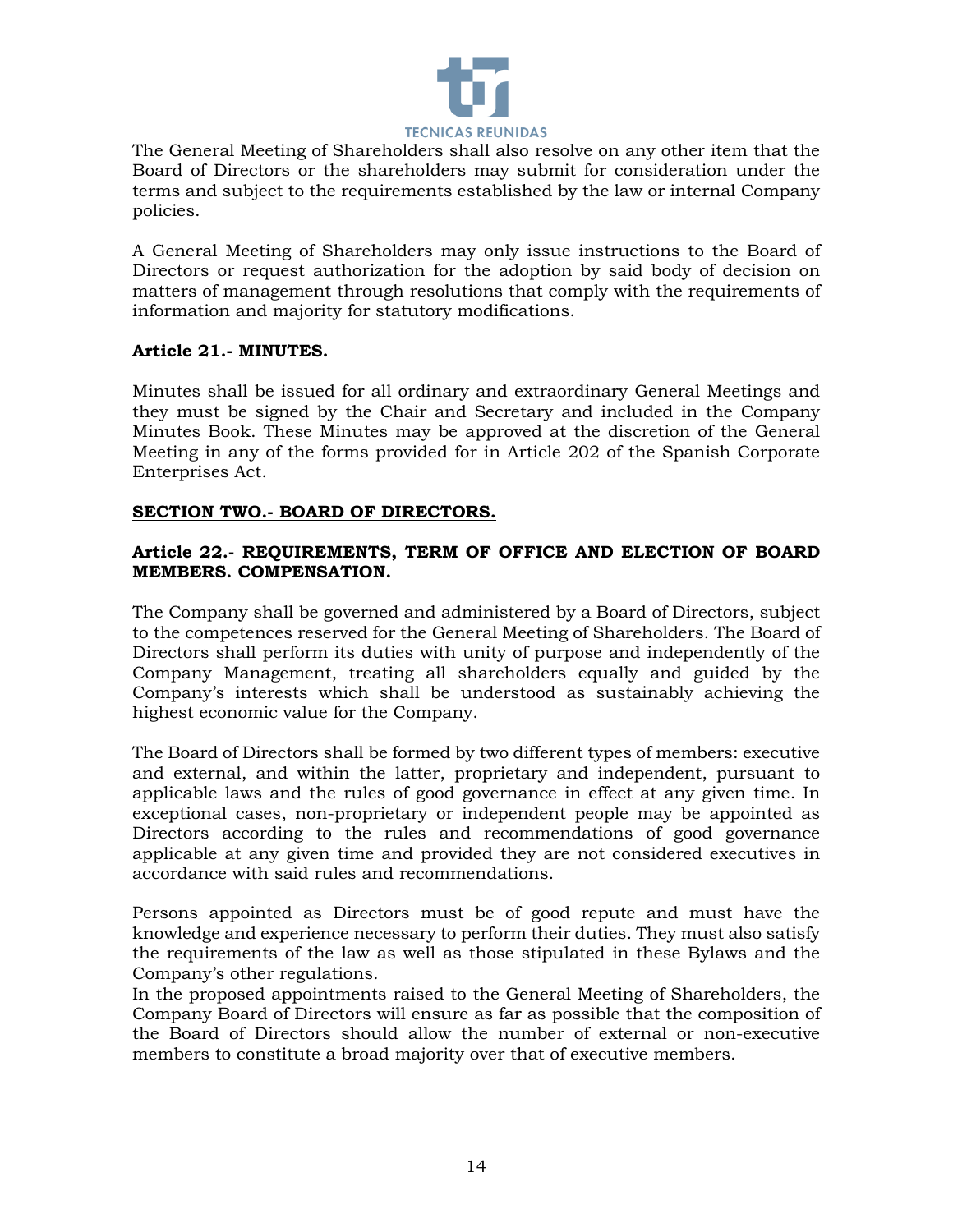The General Meeting of Shareholders shall also resolve on any other item that the Board of Directors or the shareholders may submit for consideration under the terms and subject to the requirements established by the law or internal Company policies.

A General Meeting of Shareholders may only issue instructions to the Board of Directors or request authorization for the adoption by said body of decision on matters of management through resolutions that comply with the requirements of information and majority for statutory modifications.

**Article 21.- MINUTES.**

Minutes shall be issued for all ordinary and extraordinary General Meetings and they must be signed by the Chair and Secretary and included in the Company Minutes Book. These Minutes may be approved at the discretion of the General Meeting in any of the forms provided for in Article 202 of the Spanish Corporate Enterprises Act.

## SECTION TWO.- BOARD OF DIRECTORS.

**Article 22.- REQUIREMENTS, TERM OF OFFICE AND ELECTION OF BOARD MEMBERS. COMPENSATION.**

The Company shall be governed and administered by a Board of Directors, subject to the competences reserved for the General Meeting of Shareholders. The Board of Directors shall perform its duties with unity of purpose and independently of the Company Management, treating all shareholders equally and guided by the Company's interests which shall be understood as sustainably achieving the highest economic value for the Company.

The Board of Directors shall be formed by two different types of members: executive and external, and within the latter, proprietary and independent, pursuant to applicable laws and the rules of good governance in effect at any given time. In exceptional cases, non-proprietary or independent people may be appointed as Directors according to the rules and recommendations of good governance applicable at any given time and provided they are not considered executives in accordance with said rules and recommendations.

Persons appointed as Directors must be of good repute and must have the knowledge and experience necessary to perform their duties. They must also satisfy the requirements of the law as well as those stipulated in these Bylaws and the Company's other regulations.
In the proposed appointments raised to the General Meeting of Shareholders, the Company Board of Directors will ensure as far as possible that the composition of the Board of Directors should allow the number of external or non-executive members to constitute a broad majority over that of executive members.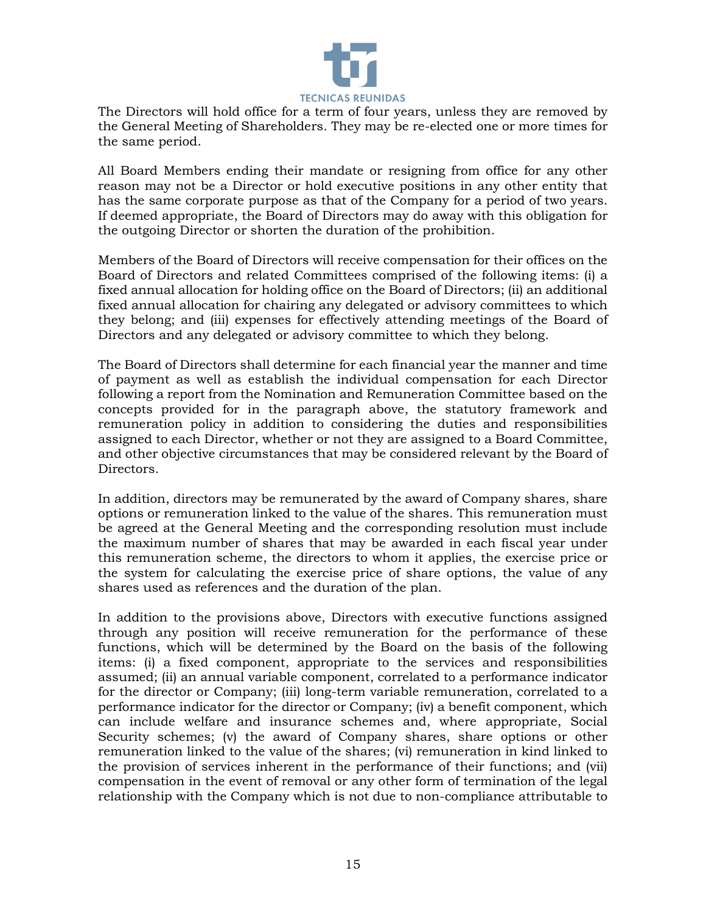The Directors will hold office for a term of four years, unless they are removed by the General Meeting of Shareholders. They may be re-elected one or more times for the same period.

All Board Members ending their mandate or resigning from office for any other reason may not be a Director or hold executive positions in any other entity that has the same corporate purpose as that of the Company for a period of two years. If deemed appropriate, the Board of Directors may do away with this obligation for the outgoing Director or shorten the duration of the prohibition.

Members of the Board of Directors will receive compensation for their offices on the Board of Directors and related Committees comprised of the following items: (i) a fixed annual allocation for holding office on the Board of Directors; (ii) an additional fixed annual allocation for chairing any delegated or advisory committees to which they belong; and (iii) expenses for effectively attending meetings of the Board of Directors and any delegated or advisory committee to which they belong.

The Board of Directors shall determine for each financial year the manner and time of payment as well as establish the individual compensation for each Director following a report from the Nomination and Remuneration Committee based on the concepts provided for in the paragraph above, the statutory framework and remuneration policy in addition to considering the duties and responsibilities assigned to each Director, whether or not they are assigned to a Board Committee, and other objective circumstances that may be considered relevant by the Board of Directors.

In addition, directors may be remunerated by the award of Company shares, share options or remuneration linked to the value of the shares. This remuneration must be agreed at the General Meeting and the corresponding resolution must include the maximum number of shares that may be awarded in each fiscal year under this remuneration scheme, the directors to whom it applies, the exercise price or the system for calculating the exercise price of share options, the value of any shares used as references and the duration of the plan.

In addition to the provisions above, Directors with executive functions assigned through any position will receive remuneration for the performance of these functions, which will be determined by the Board on the basis of the following items: (i) a fixed component, appropriate to the services and responsibilities assumed; (ii) an annual variable component, correlated to a performance indicator for the director or Company; (iii) long-term variable remuneration, correlated to a performance indicator for the director or Company; (iv) a benefit component, which can include welfare and insurance schemes and, where appropriate, Social Security schemes; (v) the award of Company shares, share options or other remuneration linked to the value of the shares; (vi) remuneration in kind linked to the provision of services inherent in the performance of their functions; and (vii) compensation in the event of removal or any other form of termination of the legal relationship with the Company which is not due to non-compliance attributable to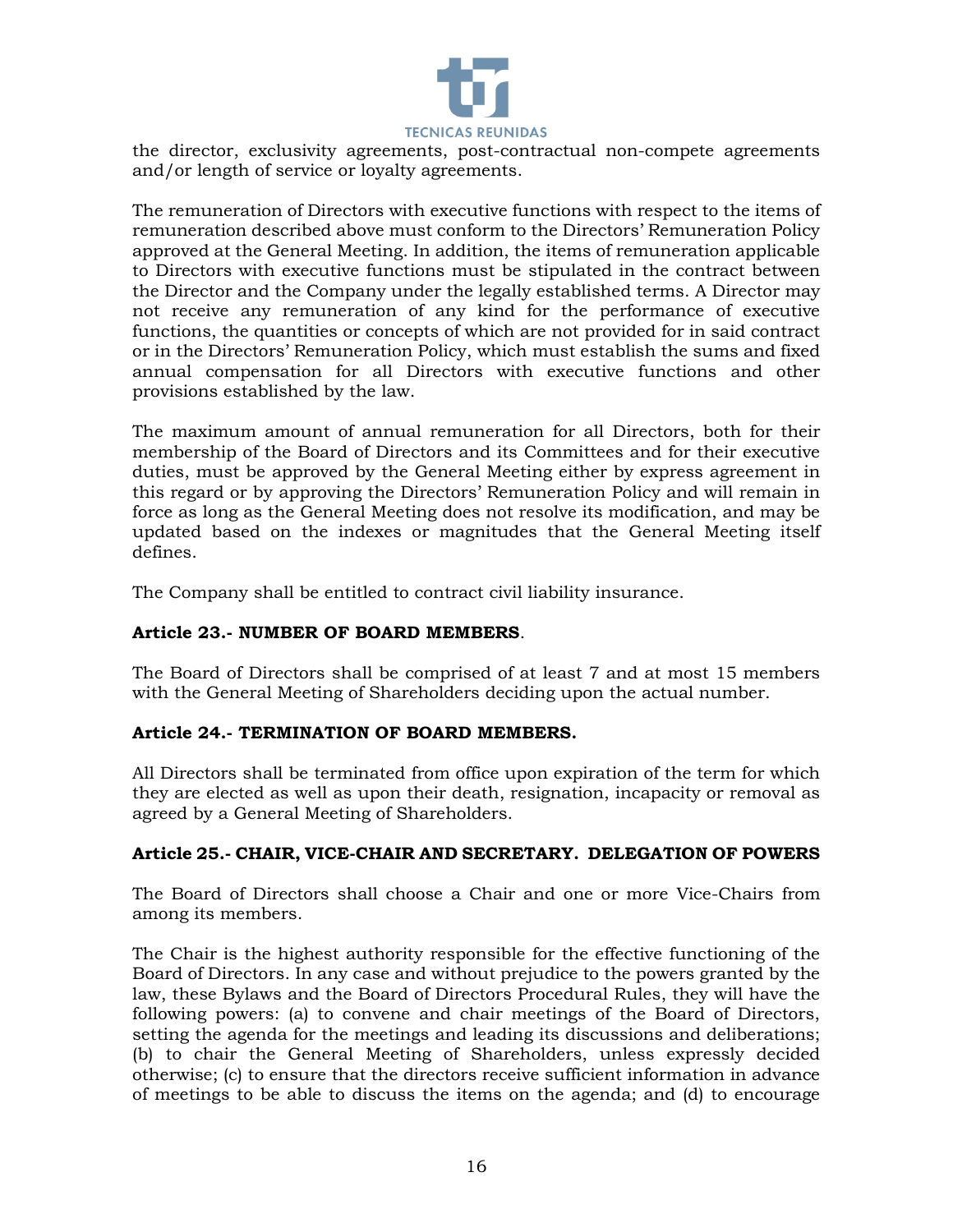the director, exclusivity agreements, post-contractual non-compete agreements and/or length of service or loyalty agreements.

The remuneration of Directors with executive functions with respect to the items of remuneration described above must conform to the Directors' Remuneration Policy approved at the General Meeting. In addition, the items of remuneration applicable to Directors with executive functions must be stipulated in the contract between the Director and the Company under the legally established terms. A Director may not receive any remuneration of any kind for the performance of executive functions, the quantities or concepts of which are not provided for in said contract or in the Directors' Remuneration Policy, which must establish the sums and fixed annual compensation for all Directors with executive functions and other provisions established by the law.

The maximum amount of annual remuneration for all Directors, both for their membership of the Board of Directors and its Committees and for their executive duties, must be approved by the General Meeting either by express agreement in this regard or by approving the Directors' Remuneration Policy and will remain in force as long as the General Meeting does not resolve its modification, and may be updated based on the indexes or magnitudes that the General Meeting itself defines.

The Company shall be entitled to contract civil liability insurance.

**Article 23.- NUMBER OF BOARD MEMBERS**.

The Board of Directors shall be comprised of at least 7 and at most 15 members with the General Meeting of Shareholders deciding upon the actual number.

**Article 24.- TERMINATION OF BOARD MEMBERS.**

All Directors shall be terminated from office upon expiration of the term for which they are elected as well as upon their death, resignation, incapacity or removal as agreed by a General Meeting of Shareholders.

**Article 25.- CHAIR, VICE-CHAIR AND SECRETARY. DELEGATION OF POWERS**

The Board of Directors shall choose a Chair and one or more Vice-Chairs from among its members.

The Chair is the highest authority responsible for the effective functioning of the Board of Directors. In any case and without prejudice to the powers granted by the law, these Bylaws and the Board of Directors Procedural Rules, they will have the following powers: (a) to convene and chair meetings of the Board of Directors, setting the agenda for the meetings and leading its discussions and deliberations; (b) to chair the General Meeting of Shareholders, unless expressly decided otherwise; (c) to ensure that the directors receive sufficient information in advance of meetings to be able to discuss the items on the agenda; and (d) to encourage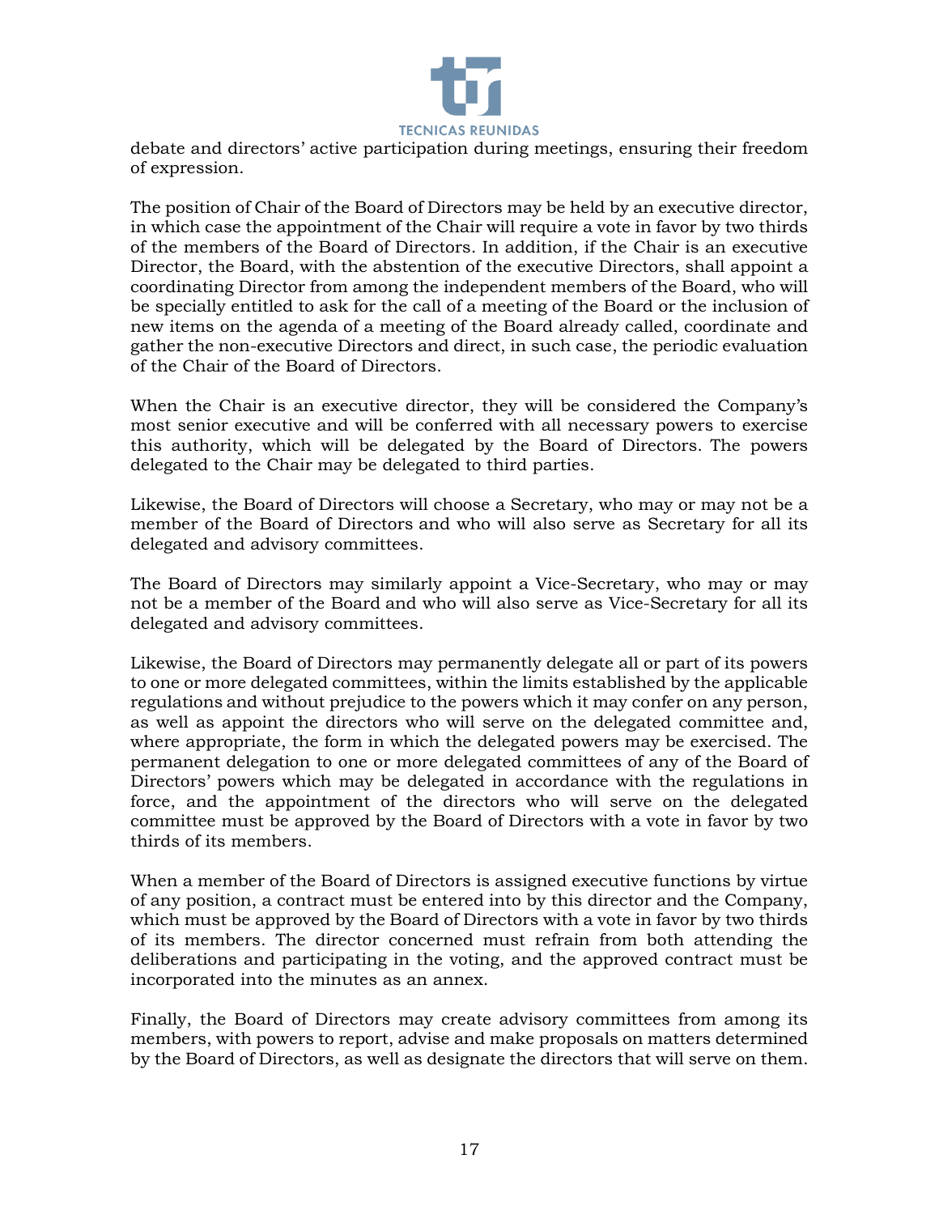debate and directors' active participation during meetings, ensuring their freedom of expression.

The position of Chair of the Board of Directors may be held by an executive director, in which case the appointment of the Chair will require a vote in favor by two thirds of the members of the Board of Directors. In addition, if the Chair is an executive Director, the Board, with the abstention of the executive Directors, shall appoint a coordinating Director from among the independent members of the Board, who will be specially entitled to ask for the call of a meeting of the Board or the inclusion of new items on the agenda of a meeting of the Board already called, coordinate and gather the non-executive Directors and direct, in such case, the periodic evaluation of the Chair of the Board of Directors.

When the Chair is an executive director, they will be considered the Company's most senior executive and will be conferred with all necessary powers to exercise this authority, which will be delegated by the Board of Directors. The powers delegated to the Chair may be delegated to third parties.

Likewise, the Board of Directors will choose a Secretary, who may or may not be a member of the Board of Directors and who will also serve as Secretary for all its delegated and advisory committees.

The Board of Directors may similarly appoint a Vice-Secretary, who may or may not be a member of the Board and who will also serve as Vice-Secretary for all its delegated and advisory committees.

Likewise, the Board of Directors may permanently delegate all or part of its powers to one or more delegated committees, within the limits established by the applicable regulations and without prejudice to the powers which it may confer on any person, as well as appoint the directors who will serve on the delegated committee and, where appropriate, the form in which the delegated powers may be exercised. The permanent delegation to one or more delegated committees of any of the Board of Directors' powers which may be delegated in accordance with the regulations in force, and the appointment of the directors who will serve on the delegated committee must be approved by the Board of Directors with a vote in favor by two thirds of its members.

When a member of the Board of Directors is assigned executive functions by virtue of any position, a contract must be entered into by this director and the Company, which must be approved by the Board of Directors with a vote in favor by two thirds of its members. The director concerned must refrain from both attending the deliberations and participating in the voting, and the approved contract must be incorporated into the minutes as an annex.

Finally, the Board of Directors may create advisory committees from among its members, with powers to report, advise and make proposals on matters determined by the Board of Directors, as well as designate the directors that will serve on them.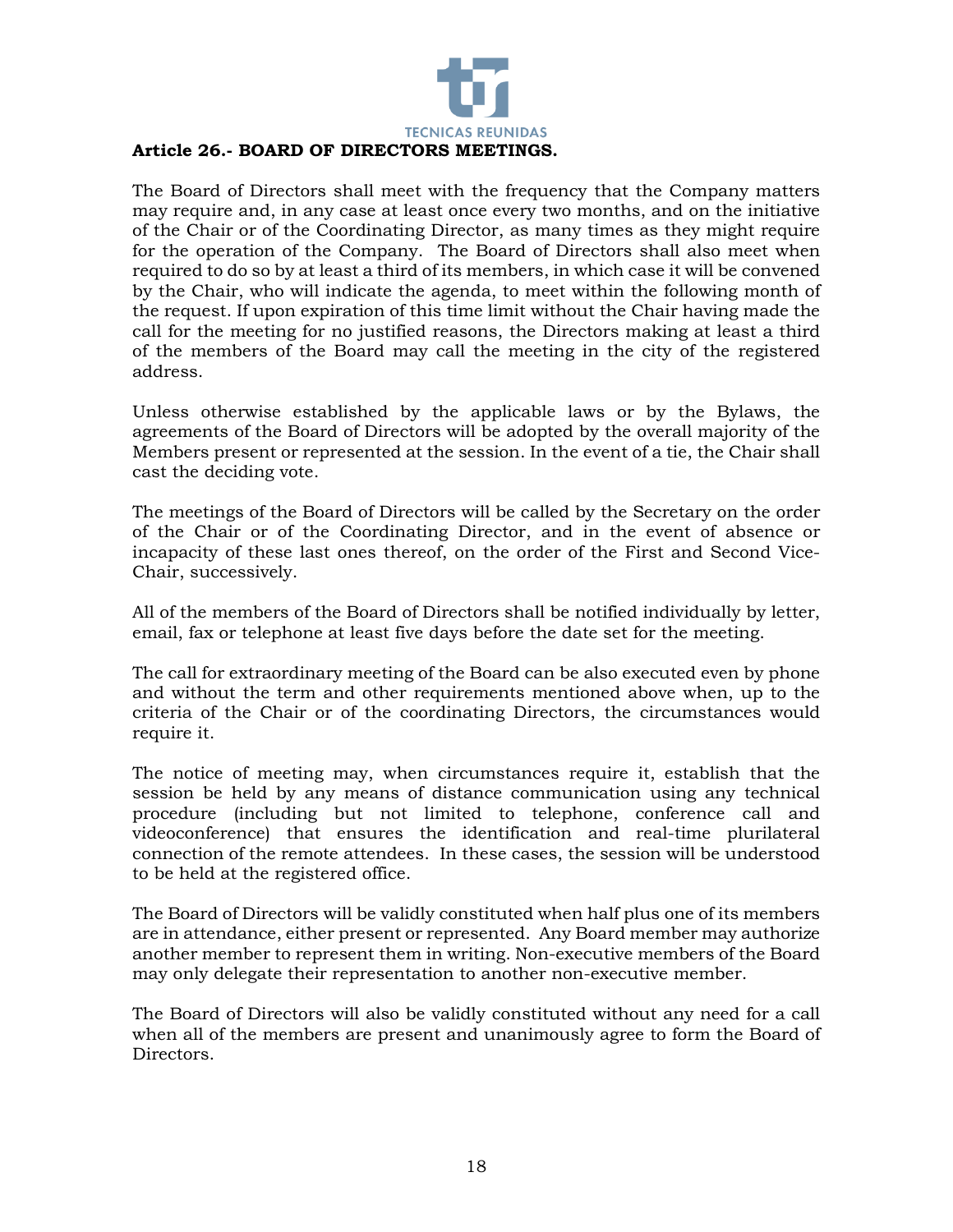**Article 26.- BOARD OF DIRECTORS MEETINGS.**

The Board of Directors shall meet with the frequency that the Company matters may require and, in any case at least once every two months, and on the initiative of the Chair or of the Coordinating Director, as many times as they might require for the operation of the Company. The Board of Directors shall also meet when required to do so by at least a third of its members, in which case it will be convened by the Chair, who will indicate the agenda, to meet within the following month of the request. If upon expiration of this time limit without the Chair having made the call for the meeting for no justified reasons, the Directors making at least a third of the members of the Board may call the meeting in the city of the registered address.

Unless otherwise established by the applicable laws or by the Bylaws, the agreements of the Board of Directors will be adopted by the overall majority of the Members present or represented at the session. In the event of a tie, the Chair shall cast the deciding vote.

The meetings of the Board of Directors will be called by the Secretary on the order of the Chair or of the Coordinating Director, and in the event of absence or incapacity of these last ones thereof, on the order of the First and Second Vice-Chair, successively.

All of the members of the Board of Directors shall be notified individually by letter, email, fax or telephone at least five days before the date set for the meeting.

The call for extraordinary meeting of the Board can be also executed even by phone and without the term and other requirements mentioned above when, up to the criteria of the Chair or of the coordinating Directors, the circumstances would require it.

The notice of meeting may, when circumstances require it, establish that the session be held by any means of distance communication using any technical procedure (including but not limited to telephone, conference call and videoconference) that ensures the identification and real-time plurilateral connection of the remote attendees. In these cases, the session will be understood to be held at the registered office.

The Board of Directors will be validly constituted when half plus one of its members are in attendance, either present or represented. Any Board member may authorize another member to represent them in writing. Non-executive members of the Board may only delegate their representation to another non-executive member.

The Board of Directors will also be validly constituted without any need for a call when all of the members are present and unanimously agree to form the Board of Directors.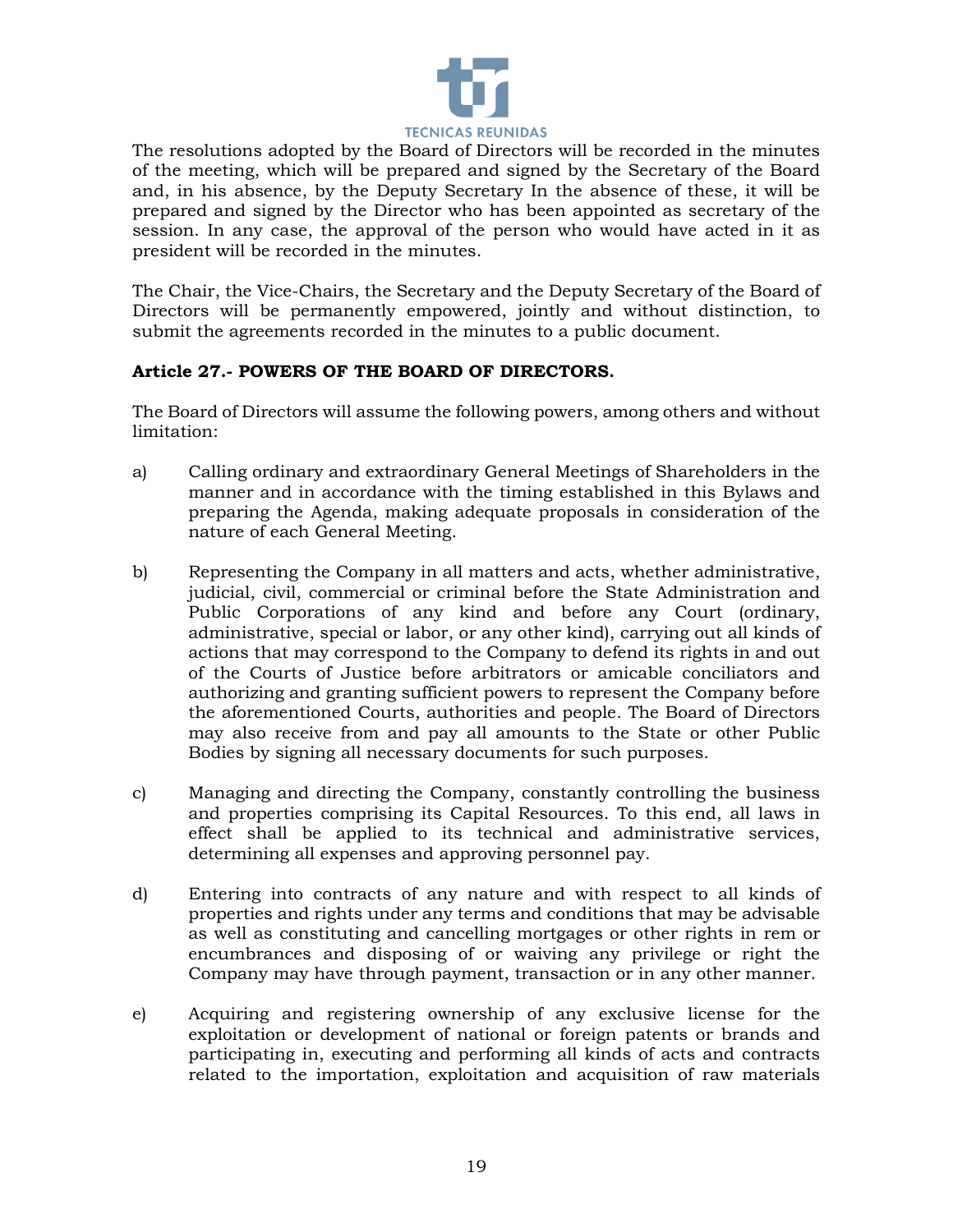The resolutions adopted by the Board of Directors will be recorded in the minutes of the meeting, which will be prepared and signed by the Secretary of the Board and, in his absence, by the Deputy Secretary In the absence of these, it will be prepared and signed by the Director who has been appointed as secretary of the session. In any case, the approval of the person who would have acted in it as president will be recorded in the minutes.

The Chair, the Vice-Chairs, the Secretary and the Deputy Secretary of the Board of Directors will be permanently empowered, jointly and without distinction, to submit the agreements recorded in the minutes to a public document.

**Article 27.- POWERS OF THE BOARD OF DIRECTORS.**

The Board of Directors will assume the following powers, among others and without limitation:

a) Calling ordinary and extraordinary General Meetings of Shareholders in the manner and in accordance with the timing established in this Bylaws and preparing the Agenda, making adequate proposals in consideration of the nature of each General Meeting.

b) Representing the Company in all matters and acts, whether administrative, judicial, civil, commercial or criminal before the State Administration and Public Corporations of any kind and before any Court (ordinary, administrative, special or labor, or any other kind), carrying out all kinds of actions that may correspond to the Company to defend its rights in and out of the Courts of Justice before arbitrators or amicable conciliators and authorizing and granting sufficient powers to represent the Company before the aforementioned Courts, authorities and people. The Board of Directors may also receive from and pay all amounts to the State or other Public Bodies by signing all necessary documents for such purposes.

c) Managing and directing the Company, constantly controlling the business and properties comprising its Capital Resources. To this end, all laws in effect shall be applied to its technical and administrative services, determining all expenses and approving personnel pay.

d) Entering into contracts of any nature and with respect to all kinds of properties and rights under any terms and conditions that may be advisable as well as constituting and cancelling mortgages or other rights in rem or encumbrances and disposing of or waiving any privilege or right the Company may have through payment, transaction or in any other manner.

e) Acquiring and registering ownership of any exclusive license for the exploitation or development of national or foreign patents or brands and participating in, executing and performing all kinds of acts and contracts related to the importation, exploitation and acquisition of raw materials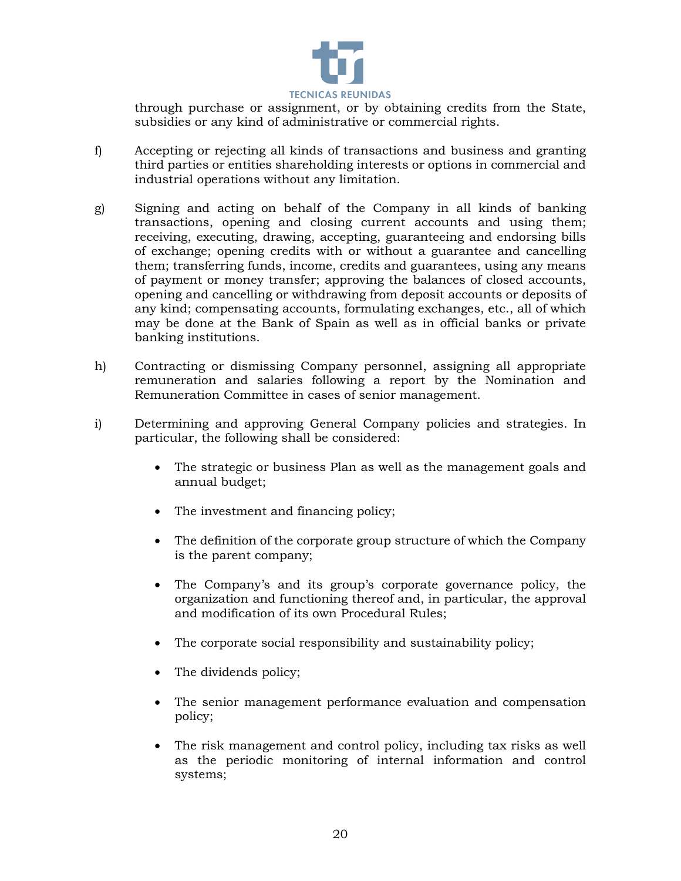through purchase or assignment, or by obtaining credits from the State, subsidies or any kind of administrative or commercial rights.

f) Accepting or rejecting all kinds of transactions and business and granting third parties or entities shareholding interests or options in commercial and industrial operations without any limitation.

g) Signing and acting on behalf of the Company in all kinds of banking transactions, opening and closing current accounts and using them; receiving, executing, drawing, accepting, guaranteeing and endorsing bills of exchange; opening credits with or without a guarantee and cancelling them; transferring funds, income, credits and guarantees, using any means of payment or money transfer; approving the balances of closed accounts, opening and cancelling or withdrawing from deposit accounts or deposits of any kind; compensating accounts, formulating exchanges, etc., all of which may be done at the Bank of Spain as well as in official banks or private banking institutions.

h) Contracting or dismissing Company personnel, assigning all appropriate remuneration and salaries following a report by the Nomination and Remuneration Committee in cases of senior management.

i) Determining and approving General Company policies and strategies. In particular, the following shall be considered:

- The strategic or business Plan as well as the management goals and annual budget;
- The investment and financing policy;
- The definition of the corporate group structure of which the Company is the parent company;
- The Company's and its group's corporate governance policy, the organization and functioning thereof and, in particular, the approval and modification of its own Procedural Rules;
- The corporate social responsibility and sustainability policy;
- The dividends policy;
- The senior management performance evaluation and compensation policy;
- The risk management and control policy, including tax risks as well as the periodic monitoring of internal information and control systems;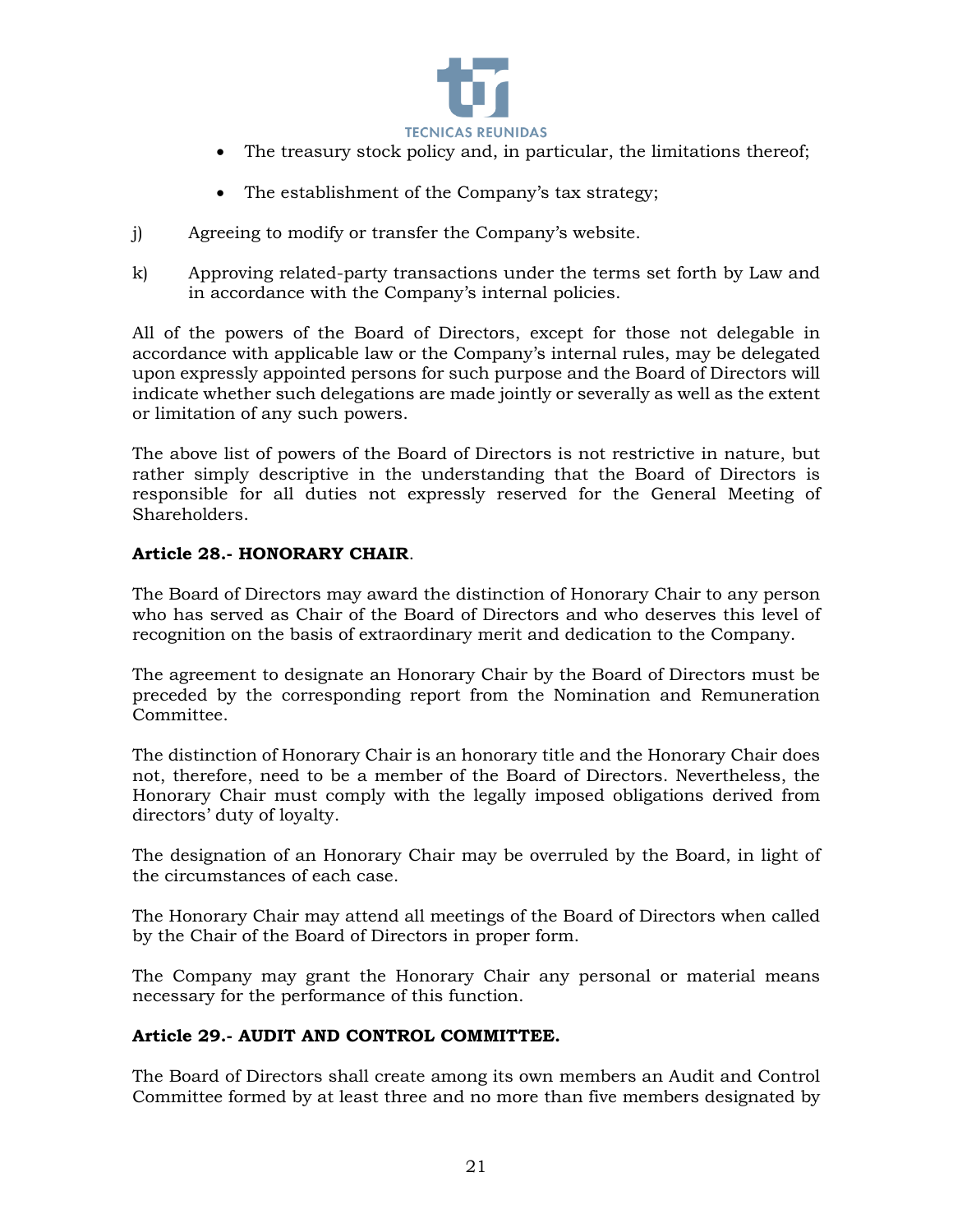- The treasury stock policy and, in particular, the limitations thereof;

- The establishment of the Company's tax strategy;

j) Agreeing to modify or transfer the Company's website.

k) Approving related-party transactions under the terms set forth by Law and in accordance with the Company's internal policies.

All of the powers of the Board of Directors, except for those not delegable in accordance with applicable law or the Company's internal rules, may be delegated upon expressly appointed persons for such purpose and the Board of Directors will indicate whether such delegations are made jointly or severally as well as the extent or limitation of any such powers.

The above list of powers of the Board of Directors is not restrictive in nature, but rather simply descriptive in the understanding that the Board of Directors is responsible for all duties not expressly reserved for the General Meeting of Shareholders.

**Article 28.- HONORARY CHAIR**.

The Board of Directors may award the distinction of Honorary Chair to any person who has served as Chair of the Board of Directors and who deserves this level of recognition on the basis of extraordinary merit and dedication to the Company.

The agreement to designate an Honorary Chair by the Board of Directors must be preceded by the corresponding report from the Nomination and Remuneration Committee.

The distinction of Honorary Chair is an honorary title and the Honorary Chair does not, therefore, need to be a member of the Board of Directors. Nevertheless, the Honorary Chair must comply with the legally imposed obligations derived from directors' duty of loyalty.

The designation of an Honorary Chair may be overruled by the Board, in light of the circumstances of each case.

The Honorary Chair may attend all meetings of the Board of Directors when called by the Chair of the Board of Directors in proper form.

The Company may grant the Honorary Chair any personal or material means necessary for the performance of this function.

**Article 29.- AUDIT AND CONTROL COMMITTEE.**

The Board of Directors shall create among its own members an Audit and Control Committee formed by at least three and no more than five members designated by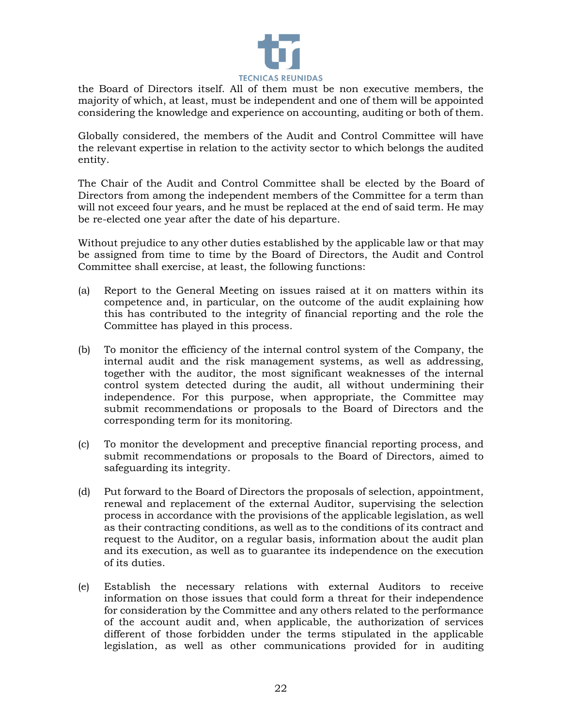the Board of Directors itself. All of them must be non executive members, the majority of which, at least, must be independent and one of them will be appointed considering the knowledge and experience on accounting, auditing or both of them.

Globally considered, the members of the Audit and Control Committee will have the relevant expertise in relation to the activity sector to which belongs the audited entity.

The Chair of the Audit and Control Committee shall be elected by the Board of Directors from among the independent members of the Committee for a term than will not exceed four years, and he must be replaced at the end of said term. He may be re-elected one year after the date of his departure.

Without prejudice to any other duties established by the applicable law or that may be assigned from time to time by the Board of Directors, the Audit and Control Committee shall exercise, at least, the following functions:

(a) Report to the General Meeting on issues raised at it on matters within its competence and, in particular, on the outcome of the audit explaining how this has contributed to the integrity of financial reporting and the role the Committee has played in this process.

(b) To monitor the efficiency of the internal control system of the Company, the internal audit and the risk management systems, as well as addressing, together with the auditor, the most significant weaknesses of the internal control system detected during the audit, all without undermining their independence. For this purpose, when appropriate, the Committee may submit recommendations or proposals to the Board of Directors and the corresponding term for its monitoring.

(c) To monitor the development and preceptive financial reporting process, and submit recommendations or proposals to the Board of Directors, aimed to safeguarding its integrity.

(d) Put forward to the Board of Directors the proposals of selection, appointment, renewal and replacement of the external Auditor, supervising the selection process in accordance with the provisions of the applicable legislation, as well as their contracting conditions, as well as to the conditions of its contract and request to the Auditor, on a regular basis, information about the audit plan and its execution, as well as to guarantee its independence on the execution of its duties.

(e) Establish the necessary relations with external Auditors to receive information on those issues that could form a threat for their independence for consideration by the Committee and any others related to the performance of the account audit and, when applicable, the authorization of services different of those forbidden under the terms stipulated in the applicable legislation, as well as other communications provided for in auditing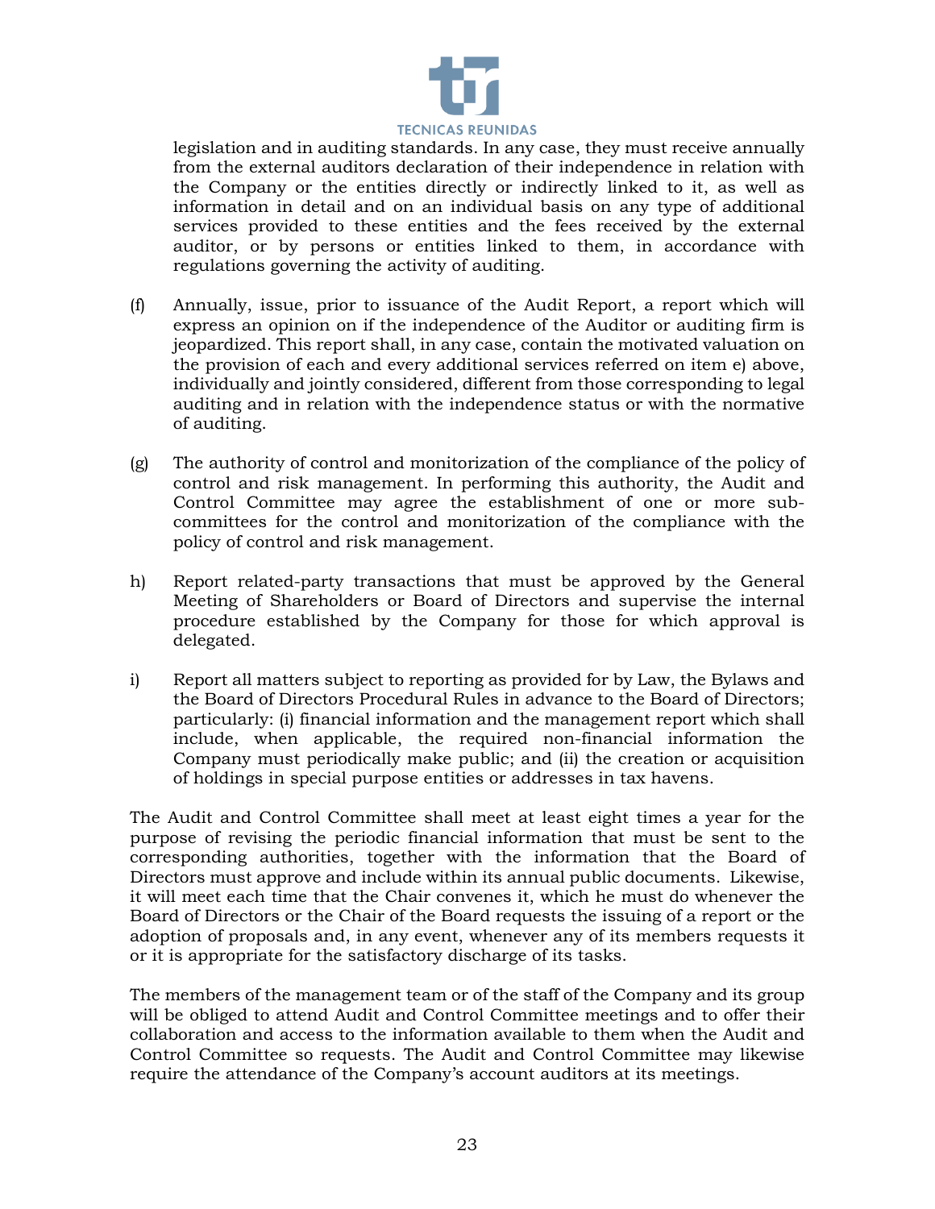legislation and in auditing standards. In any case, they must receive annually from the external auditors declaration of their independence in relation with the Company or the entities directly or indirectly linked to it, as well as information in detail and on an individual basis on any type of additional services provided to these entities and the fees received by the external auditor, or by persons or entities linked to them, in accordance with regulations governing the activity of auditing.

(f) Annually, issue, prior to issuance of the Audit Report, a report which will express an opinion on if the independence of the Auditor or auditing firm is jeopardized. This report shall, in any case, contain the motivated valuation on the provision of each and every additional services referred on item e) above, individually and jointly considered, different from those corresponding to legal auditing and in relation with the independence status or with the normative of auditing.

(g) The authority of control and monitorization of the compliance of the policy of control and risk management. In performing this authority, the Audit and Control Committee may agree the establishment of one or more sub-committees for the control and monitorization of the compliance with the policy of control and risk management.

h) Report related-party transactions that must be approved by the General Meeting of Shareholders or Board of Directors and supervise the internal procedure established by the Company for those for which approval is delegated.

i) Report all matters subject to reporting as provided for by Law, the Bylaws and the Board of Directors Procedural Rules in advance to the Board of Directors; particularly: (i) financial information and the management report which shall include, when applicable, the required non-financial information the Company must periodically make public; and (ii) the creation or acquisition of holdings in special purpose entities or addresses in tax havens.

The Audit and Control Committee shall meet at least eight times a year for the purpose of revising the periodic financial information that must be sent to the corresponding authorities, together with the information that the Board of Directors must approve and include within its annual public documents. Likewise, it will meet each time that the Chair convenes it, which he must do whenever the Board of Directors or the Chair of the Board requests the issuing of a report or the adoption of proposals and, in any event, whenever any of its members requests it or it is appropriate for the satisfactory discharge of its tasks.

The members of the management team or of the staff of the Company and its group will be obliged to attend Audit and Control Committee meetings and to offer their collaboration and access to the information available to them when the Audit and Control Committee so requests. The Audit and Control Committee may likewise require the attendance of the Company's account auditors at its meetings.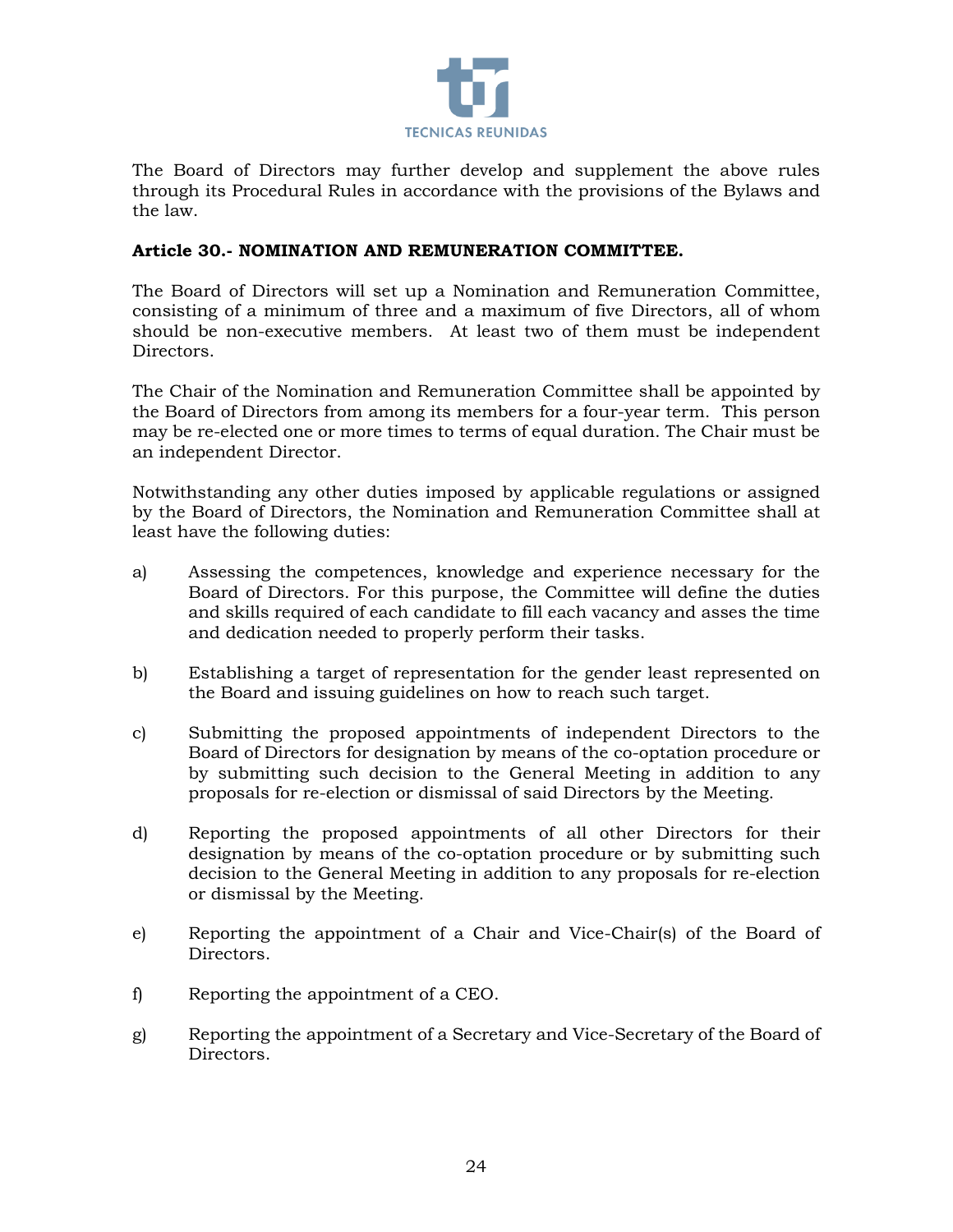The Board of Directors may further develop and supplement the above rules through its Procedural Rules in accordance with the provisions of the Bylaws and the law.

**Article 30.- NOMINATION AND REMUNERATION COMMITTEE.**

The Board of Directors will set up a Nomination and Remuneration Committee, consisting of a minimum of three and a maximum of five Directors, all of whom should be non-executive members. At least two of them must be independent Directors.

The Chair of the Nomination and Remuneration Committee shall be appointed by the Board of Directors from among its members for a four-year term. This person may be re-elected one or more times to terms of equal duration. The Chair must be an independent Director.

Notwithstanding any other duties imposed by applicable regulations or assigned by the Board of Directors, the Nomination and Remuneration Committee shall at least have the following duties:

a) Assessing the competences, knowledge and experience necessary for the Board of Directors. For this purpose, the Committee will define the duties and skills required of each candidate to fill each vacancy and asses the time and dedication needed to properly perform their tasks.

b) Establishing a target of representation for the gender least represented on the Board and issuing guidelines on how to reach such target.

c) Submitting the proposed appointments of independent Directors to the Board of Directors for designation by means of the co-optation procedure or by submitting such decision to the General Meeting in addition to any proposals for re-election or dismissal of said Directors by the Meeting.

d) Reporting the proposed appointments of all other Directors for their designation by means of the co-optation procedure or by submitting such decision to the General Meeting in addition to any proposals for re-election or dismissal by the Meeting.

e) Reporting the appointment of a Chair and Vice-Chair(s) of the Board of Directors.

f) Reporting the appointment of a CEO.

g) Reporting the appointment of a Secretary and Vice-Secretary of the Board of Directors.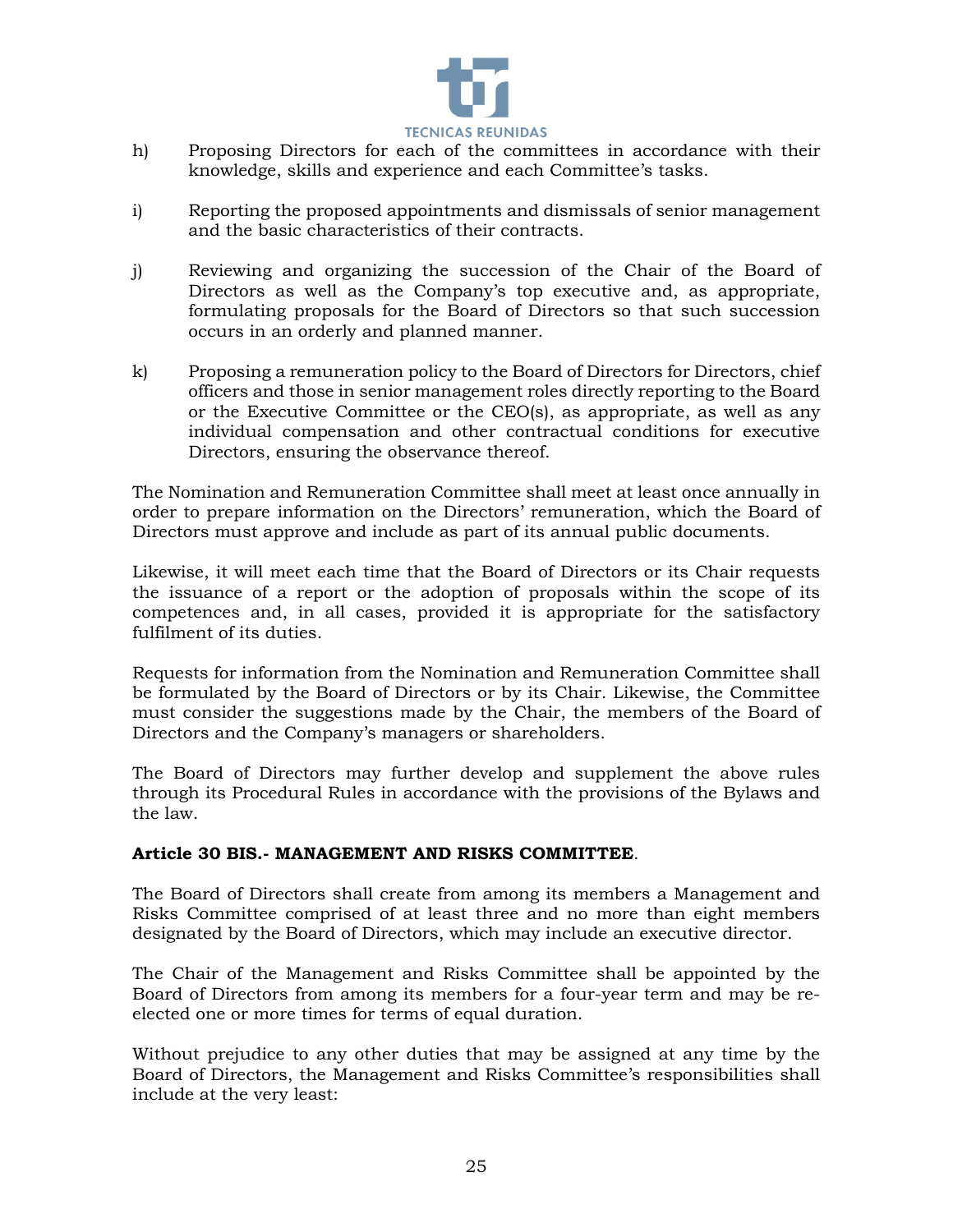h) Proposing Directors for each of the committees in accordance with their knowledge, skills and experience and each Committee's tasks.

i) Reporting the proposed appointments and dismissals of senior management and the basic characteristics of their contracts.

j) Reviewing and organizing the succession of the Chair of the Board of Directors as well as the Company's top executive and, as appropriate, formulating proposals for the Board of Directors so that such succession occurs in an orderly and planned manner.

k) Proposing a remuneration policy to the Board of Directors for Directors, chief officers and those in senior management roles directly reporting to the Board or the Executive Committee or the CEO(s), as appropriate, as well as any individual compensation and other contractual conditions for executive Directors, ensuring the observance thereof.

The Nomination and Remuneration Committee shall meet at least once annually in order to prepare information on the Directors' remuneration, which the Board of Directors must approve and include as part of its annual public documents.

Likewise, it will meet each time that the Board of Directors or its Chair requests the issuance of a report or the adoption of proposals within the scope of its competences and, in all cases, provided it is appropriate for the satisfactory fulfilment of its duties.

Requests for information from the Nomination and Remuneration Committee shall be formulated by the Board of Directors or by its Chair. Likewise, the Committee must consider the suggestions made by the Chair, the members of the Board of Directors and the Company's managers or shareholders.

The Board of Directors may further develop and supplement the above rules through its Procedural Rules in accordance with the provisions of the Bylaws and the law.

**Article 30 BIS.- MANAGEMENT AND RISKS COMMITTEE**.

The Board of Directors shall create from among its members a Management and Risks Committee comprised of at least three and no more than eight members designated by the Board of Directors, which may include an executive director.

The Chair of the Management and Risks Committee shall be appointed by the Board of Directors from among its members for a four-year term and may be re-elected one or more times for terms of equal duration.

Without prejudice to any other duties that may be assigned at any time by the Board of Directors, the Management and Risks Committee's responsibilities shall include at the very least: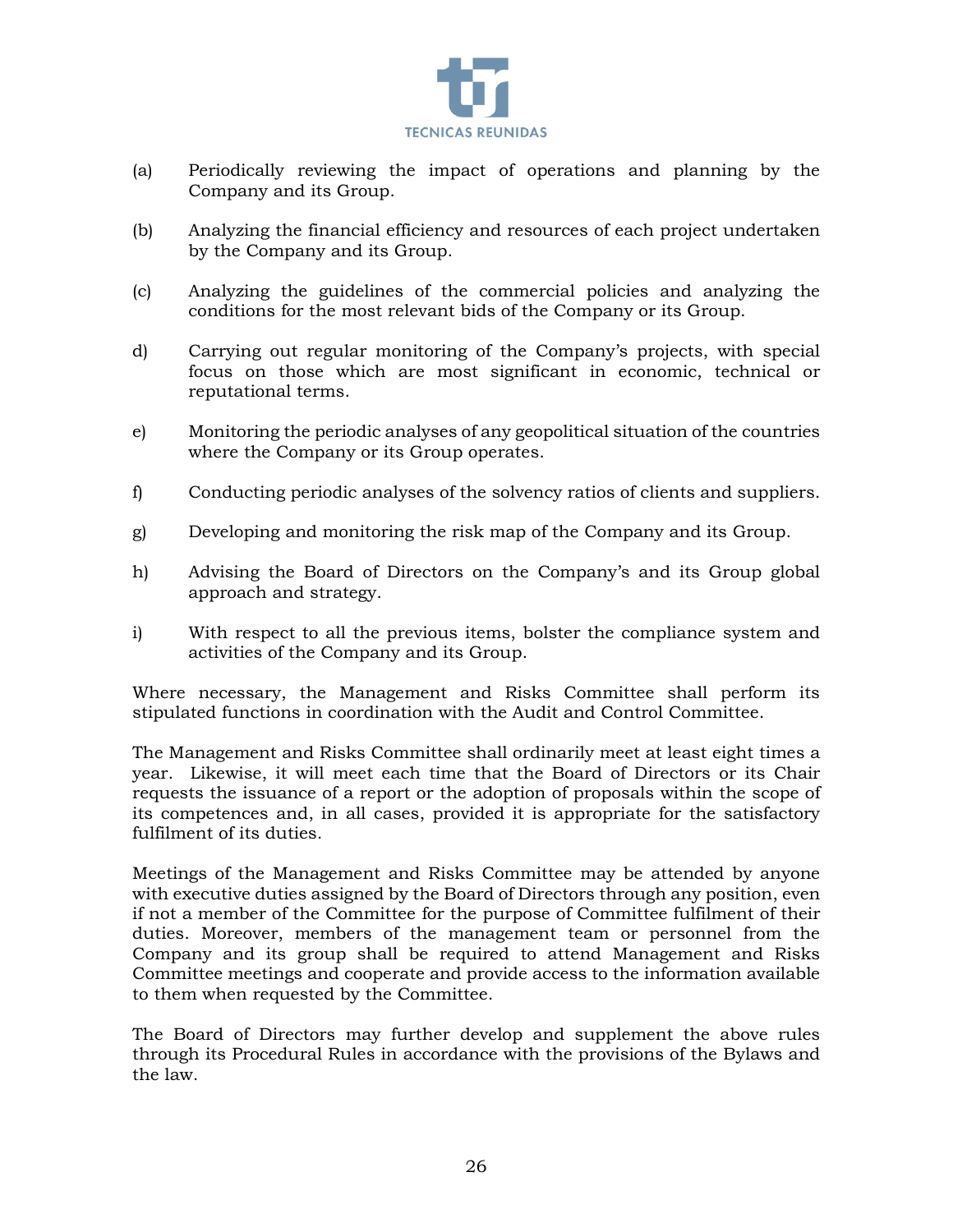(a) Periodically reviewing the impact of operations and planning by the Company and its Group.

(b) Analyzing the financial efficiency and resources of each project undertaken by the Company and its Group.

(c) Analyzing the guidelines of the commercial policies and analyzing the conditions for the most relevant bids of the Company or its Group.

d) Carrying out regular monitoring of the Company's projects, with special focus on those which are most significant in economic, technical or reputational terms.

e) Monitoring the periodic analyses of any geopolitical situation of the countries where the Company or its Group operates.

f) Conducting periodic analyses of the solvency ratios of clients and suppliers.

g) Developing and monitoring the risk map of the Company and its Group.

h) Advising the Board of Directors on the Company's and its Group global approach and strategy.

i) With respect to all the previous items, bolster the compliance system and activities of the Company and its Group.

Where necessary, the Management and Risks Committee shall perform its stipulated functions in coordination with the Audit and Control Committee.

The Management and Risks Committee shall ordinarily meet at least eight times a year. Likewise, it will meet each time that the Board of Directors or its Chair requests the issuance of a report or the adoption of proposals within the scope of its competences and, in all cases, provided it is appropriate for the satisfactory fulfilment of its duties.

Meetings of the Management and Risks Committee may be attended by anyone with executive duties assigned by the Board of Directors through any position, even if not a member of the Committee for the purpose of Committee fulfilment of their duties. Moreover, members of the management team or personnel from the Company and its group shall be required to attend Management and Risks Committee meetings and cooperate and provide access to the information available to them when requested by the Committee.

The Board of Directors may further develop and supplement the above rules through its Procedural Rules in accordance with the provisions of the Bylaws and the law.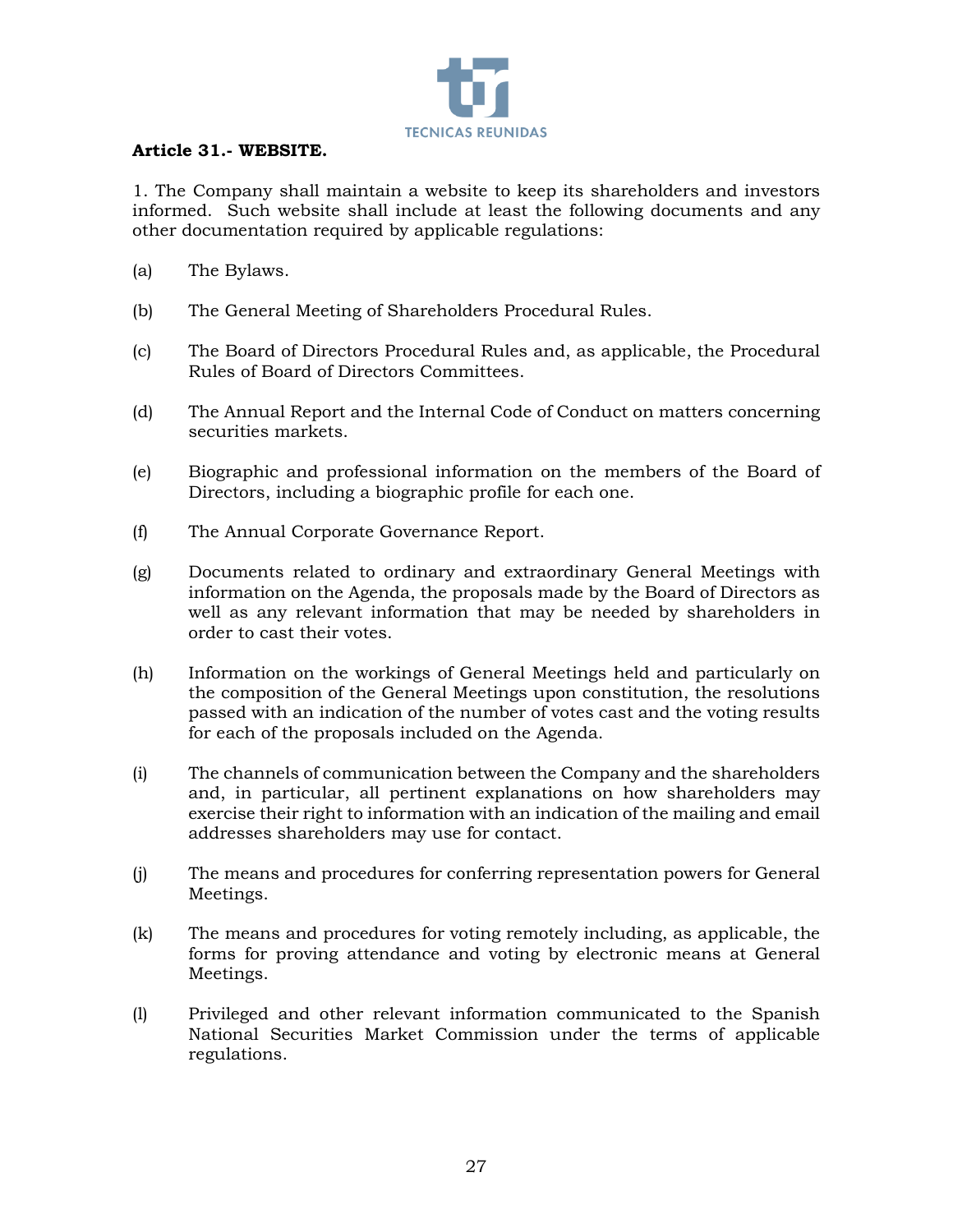**Article 31.- WEBSITE.**

1. The Company shall maintain a website to keep its shareholders and investors informed. Such website shall include at least the following documents and any other documentation required by applicable regulations:

(a) The Bylaws.

(b) The General Meeting of Shareholders Procedural Rules.

(c) The Board of Directors Procedural Rules and, as applicable, the Procedural Rules of Board of Directors Committees.

(d) The Annual Report and the Internal Code of Conduct on matters concerning securities markets.

(e) Biographic and professional information on the members of the Board of Directors, including a biographic profile for each one.

(f) The Annual Corporate Governance Report.

(g) Documents related to ordinary and extraordinary General Meetings with information on the Agenda, the proposals made by the Board of Directors as well as any relevant information that may be needed by shareholders in order to cast their votes.

(h) Information on the workings of General Meetings held and particularly on the composition of the General Meetings upon constitution, the resolutions passed with an indication of the number of votes cast and the voting results for each of the proposals included on the Agenda.

(i) The channels of communication between the Company and the shareholders and, in particular, all pertinent explanations on how shareholders may exercise their right to information with an indication of the mailing and email addresses shareholders may use for contact.

(j) The means and procedures for conferring representation powers for General Meetings.

(k) The means and procedures for voting remotely including, as applicable, the forms for proving attendance and voting by electronic means at General Meetings.

(l) Privileged and other relevant information communicated to the Spanish National Securities Market Commission under the terms of applicable regulations.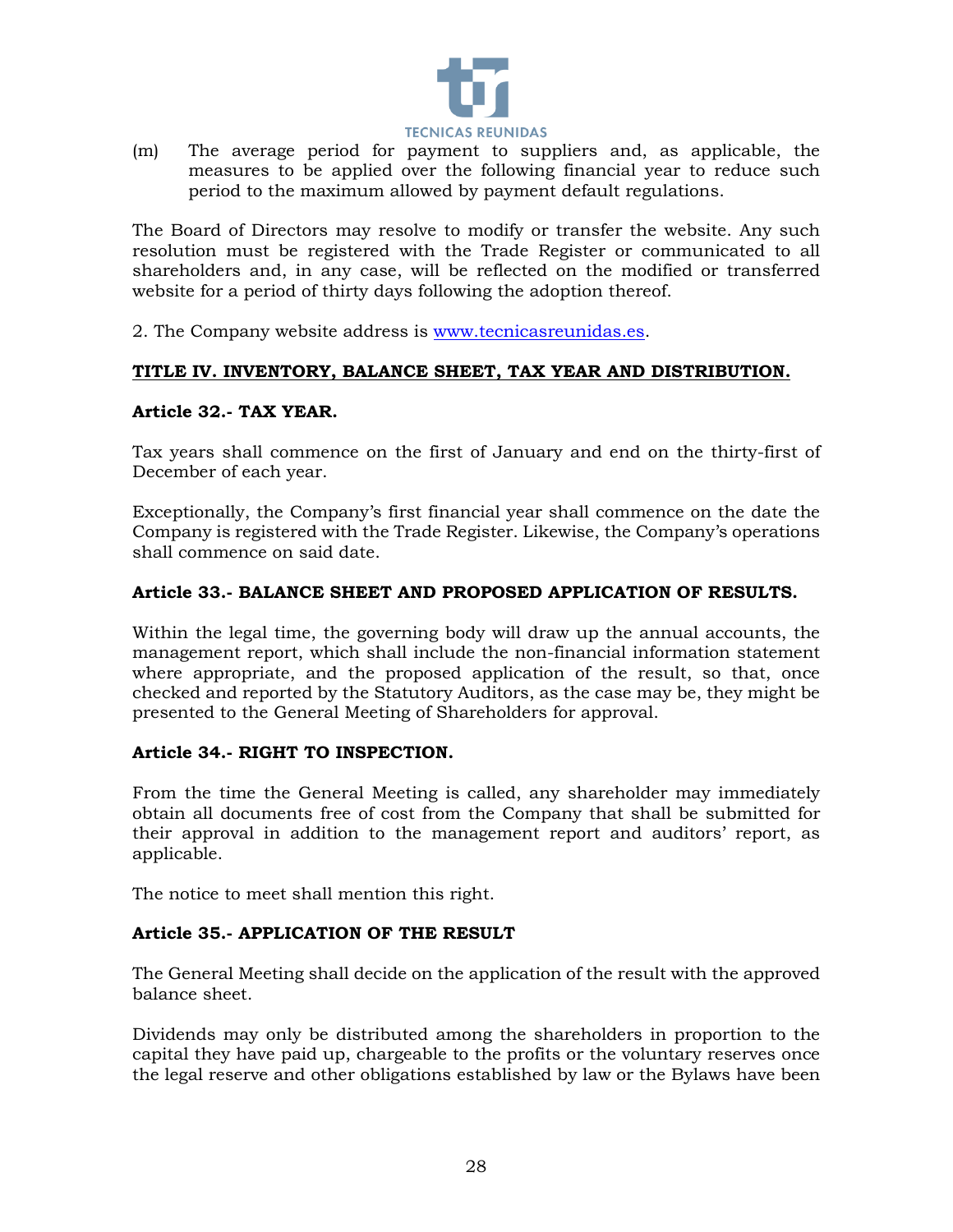(m) The average period for payment to suppliers and, as applicable, the measures to be applied over the following financial year to reduce such period to the maximum allowed by payment default regulations.

The Board of Directors may resolve to modify or transfer the website. Any such resolution must be registered with the Trade Register or communicated to all shareholders and, in any case, will be reflected on the modified or transferred website for a period of thirty days following the adoption thereof.

2. The Company website address is www.tecnicasreunidas.es.

## TITLE IV. INVENTORY, BALANCE SHEET, TAX YEAR AND DISTRIBUTION.

### Article 32.- TAX YEAR.

Tax years shall commence on the first of January and end on the thirty-first of December of each year.

Exceptionally, the Company's first financial year shall commence on the date the Company is registered with the Trade Register. Likewise, the Company's operations shall commence on said date.

### Article 33.- BALANCE SHEET AND PROPOSED APPLICATION OF RESULTS.

Within the legal time, the governing body will draw up the annual accounts, the management report, which shall include the non-financial information statement where appropriate, and the proposed application of the result, so that, once checked and reported by the Statutory Auditors, as the case may be, they might be presented to the General Meeting of Shareholders for approval.

### Article 34.- RIGHT TO INSPECTION.

From the time the General Meeting is called, any shareholder may immediately obtain all documents free of cost from the Company that shall be submitted for their approval in addition to the management report and auditors' report, as applicable.

The notice to meet shall mention this right.

### Article 35.- APPLICATION OF THE RESULT

The General Meeting shall decide on the application of the result with the approved balance sheet.

Dividends may only be distributed among the shareholders in proportion to the capital they have paid up, chargeable to the profits or the voluntary reserves once the legal reserve and other obligations established by law or the Bylaws have been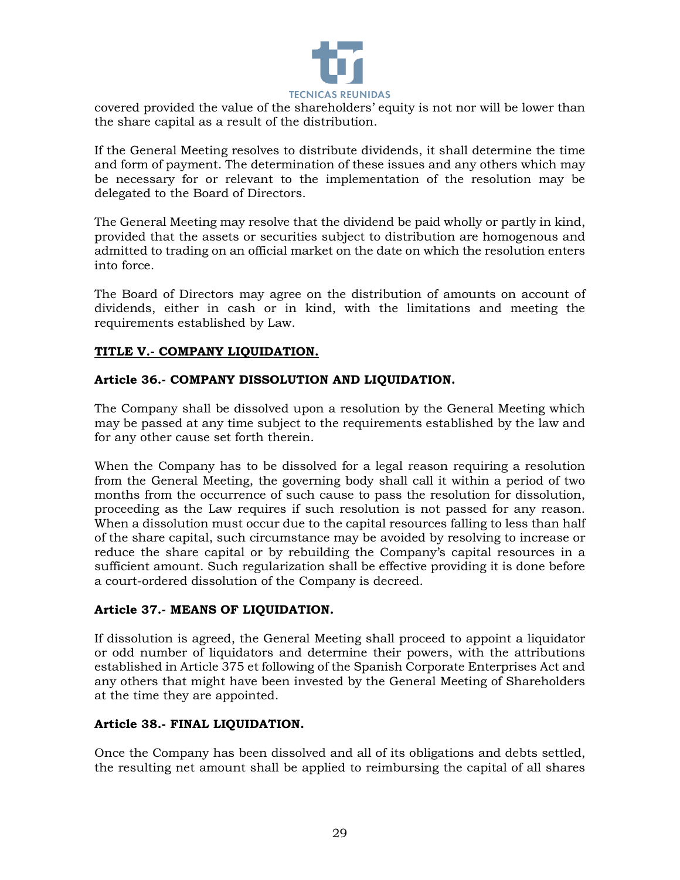covered provided the value of the shareholders' equity is not nor will be lower than the share capital as a result of the distribution.

If the General Meeting resolves to distribute dividends, it shall determine the time and form of payment. The determination of these issues and any others which may be necessary for or relevant to the implementation of the resolution may be delegated to the Board of Directors.

The General Meeting may resolve that the dividend be paid wholly or partly in kind, provided that the assets or securities subject to distribution are homogenous and admitted to trading on an official market on the date on which the resolution enters into force.

The Board of Directors may agree on the distribution of amounts on account of dividends, either in cash or in kind, with the limitations and meeting the requirements established by Law.

## TITLE V.- COMPANY LIQUIDATION.

### Article 36.- COMPANY DISSOLUTION AND LIQUIDATION.

The Company shall be dissolved upon a resolution by the General Meeting which may be passed at any time subject to the requirements established by the law and for any other cause set forth therein.

When the Company has to be dissolved for a legal reason requiring a resolution from the General Meeting, the governing body shall call it within a period of two months from the occurrence of such cause to pass the resolution for dissolution, proceeding as the Law requires if such resolution is not passed for any reason. When a dissolution must occur due to the capital resources falling to less than half of the share capital, such circumstance may be avoided by resolving to increase or reduce the share capital or by rebuilding the Company's capital resources in a sufficient amount. Such regularization shall be effective providing it is done before a court-ordered dissolution of the Company is decreed.

### Article 37.- MEANS OF LIQUIDATION.

If dissolution is agreed, the General Meeting shall proceed to appoint a liquidator or odd number of liquidators and determine their powers, with the attributions established in Article 375 et following of the Spanish Corporate Enterprises Act and any others that might have been invested by the General Meeting of Shareholders at the time they are appointed.

### Article 38.- FINAL LIQUIDATION.

Once the Company has been dissolved and all of its obligations and debts settled, the resulting net amount shall be applied to reimbursing the capital of all shares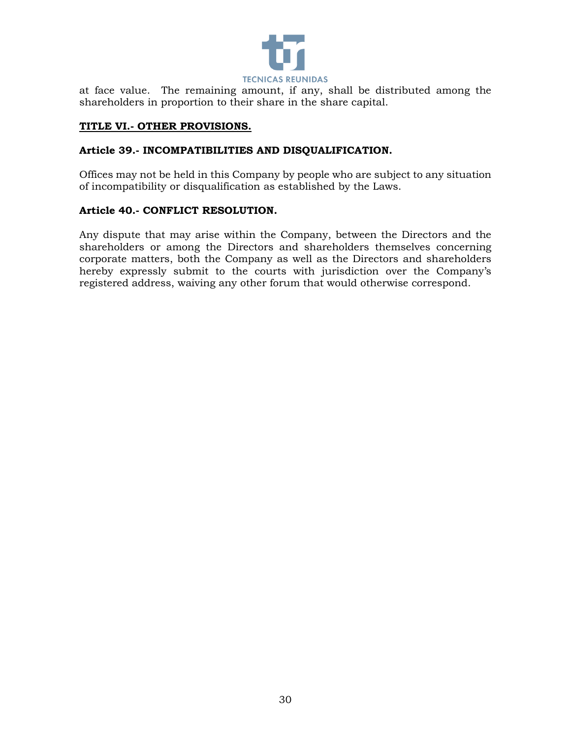at face value. The remaining amount, if any, shall be distributed among the shareholders in proportion to their share in the share capital.

## TITLE VI.- OTHER PROVISIONS.

### Article 39.- INCOMPATIBILITIES AND DISQUALIFICATION.

Offices may not be held in this Company by people who are subject to any situation of incompatibility or disqualification as established by the Laws.

### Article 40.- CONFLICT RESOLUTION.

Any dispute that may arise within the Company, between the Directors and the shareholders or among the Directors and shareholders themselves concerning corporate matters, both the Company as well as the Directors and shareholders hereby expressly submit to the courts with jurisdiction over the Company's registered address, waiving any other forum that would otherwise correspond.